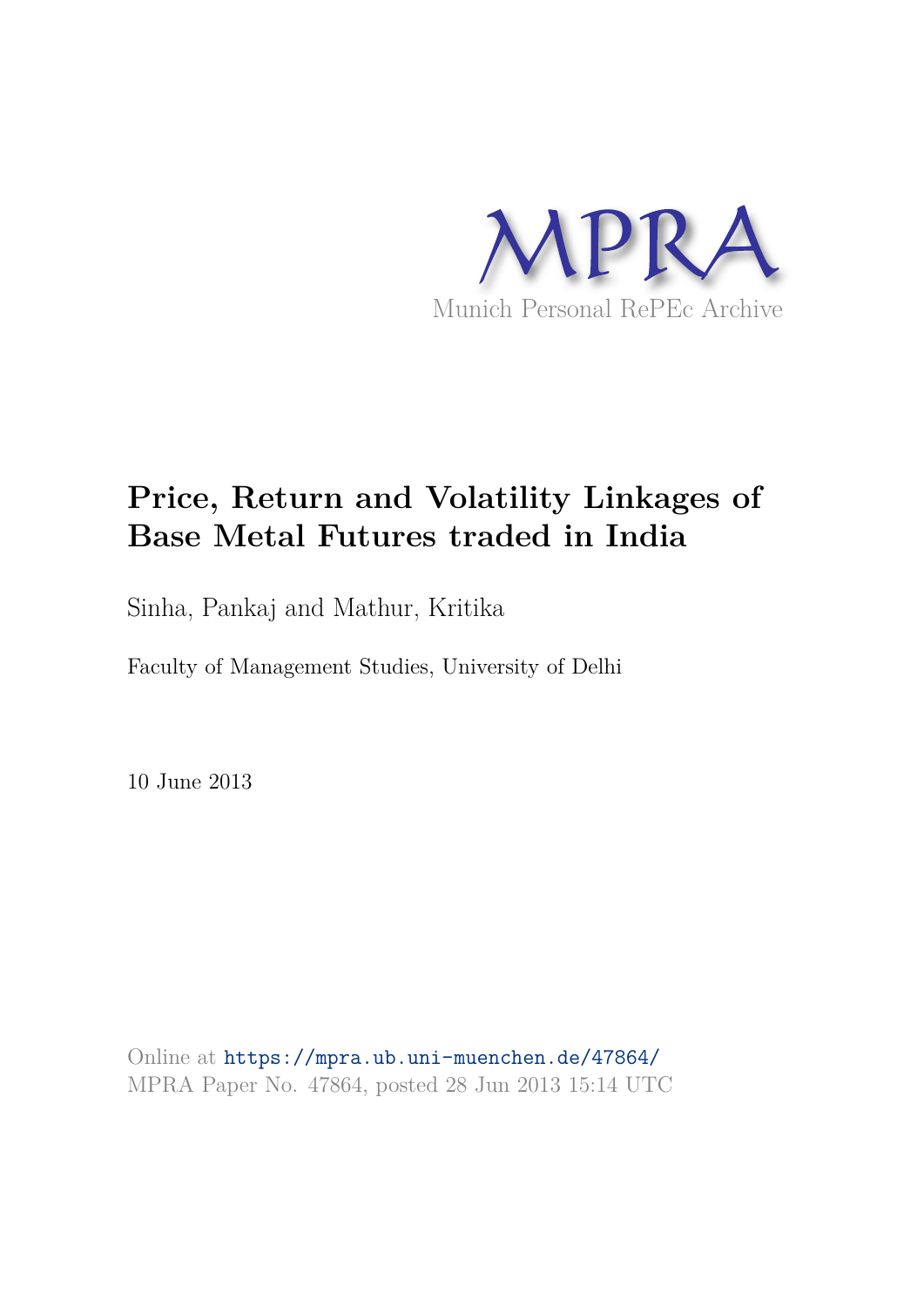MPRA

Munich Personal RePEc Archive

# Price, Return and Volatility Linkages of Base Metal Futures traded in India

Sinha, Pankaj and Mathur, Kritika

Faculty of Management Studies, University of Delhi

10 June 2013

Online at https://mpra.ub.uni-muenchen.de/47864/
MPRA Paper No. 47864, posted 28 Jun 2013 15:14 UTC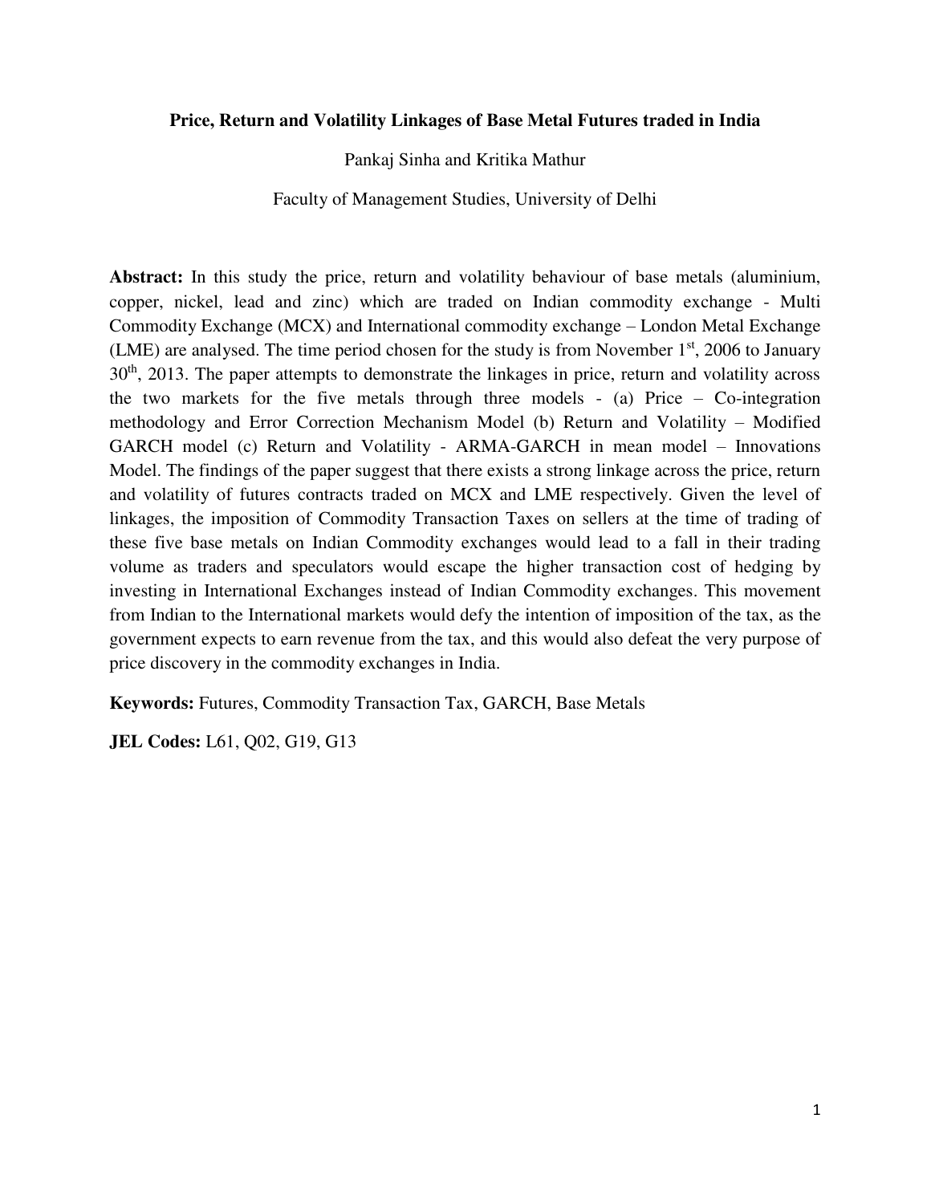# Price, Return and Volatility Linkages of Base Metal Futures traded in India

Pankaj Sinha and Kritika Mathur

Faculty of Management Studies, University of Delhi

**Abstract:** In this study the price, return and volatility behaviour of base metals (aluminium, copper, nickel, lead and zinc) which are traded on Indian commodity exchange - Multi Commodity Exchange (MCX) and International commodity exchange – London Metal Exchange (LME) are analysed. The time period chosen for the study is from November 1st, 2006 to January 30th, 2013. The paper attempts to demonstrate the linkages in price, return and volatility across the two markets for the five metals through three models - (a) Price – Co-integration methodology and Error Correction Mechanism Model (b) Return and Volatility – Modified GARCH model (c) Return and Volatility - ARMA-GARCH in mean model – Innovations Model. The findings of the paper suggest that there exists a strong linkage across the price, return and volatility of futures contracts traded on MCX and LME respectively. Given the level of linkages, the imposition of Commodity Transaction Taxes on sellers at the time of trading of these five base metals on Indian Commodity exchanges would lead to a fall in their trading volume as traders and speculators would escape the higher transaction cost of hedging by investing in International Exchanges instead of Indian Commodity exchanges. This movement from Indian to the International markets would defy the intention of imposition of the tax, as the government expects to earn revenue from the tax, and this would also defeat the very purpose of price discovery in the commodity exchanges in India.

**Keywords:** Futures, Commodity Transaction Tax, GARCH, Base Metals

**JEL Codes:** L61, Q02, G19, G13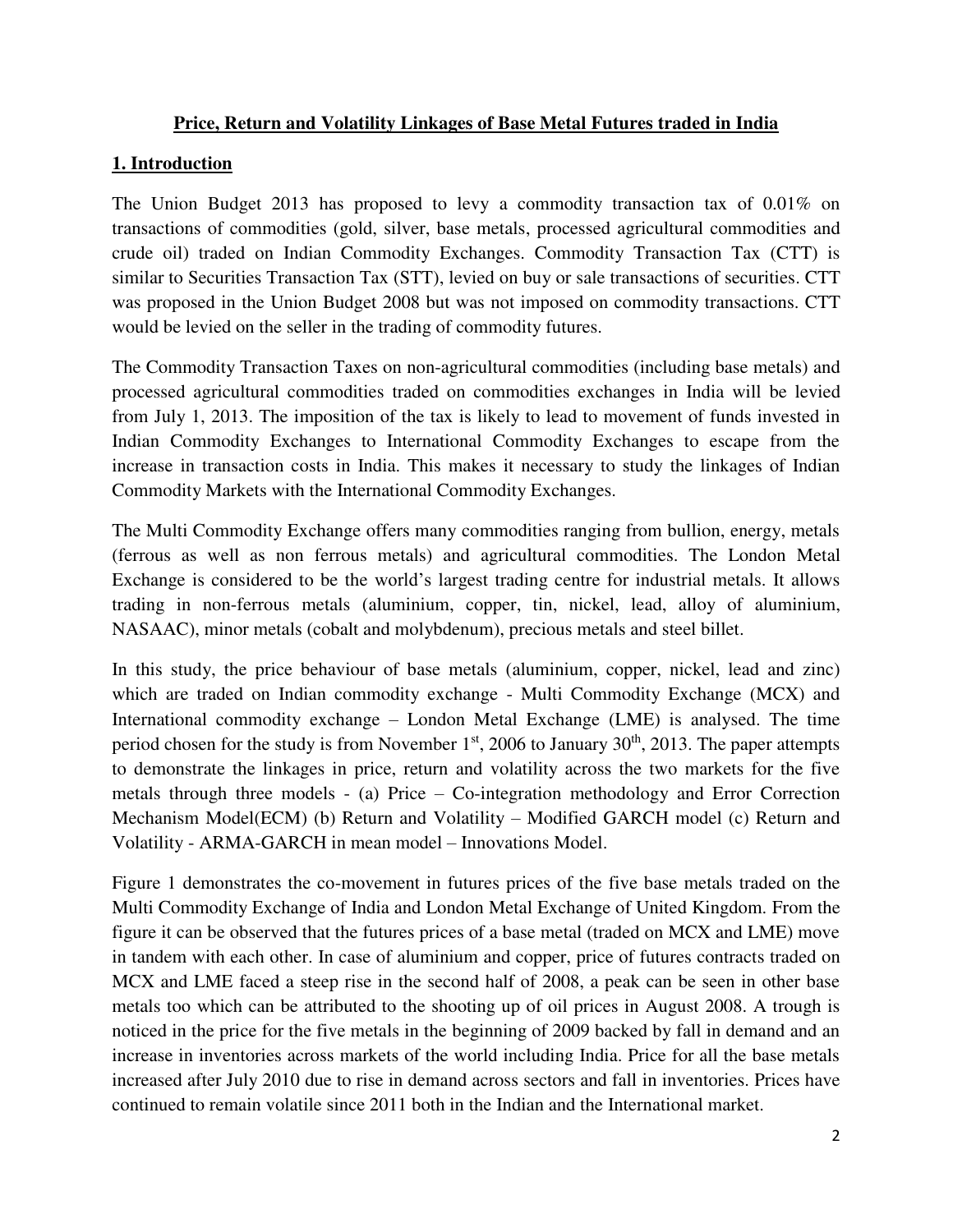**Price, Return and Volatility Linkages of Base Metal Futures traded in India**

## 1. Introduction

The Union Budget 2013 has proposed to levy a commodity transaction tax of 0.01% on transactions of commodities (gold, silver, base metals, processed agricultural commodities and crude oil) traded on Indian Commodity Exchanges. Commodity Transaction Tax (CTT) is similar to Securities Transaction Tax (STT), levied on buy or sale transactions of securities. CTT was proposed in the Union Budget 2008 but was not imposed on commodity transactions. CTT would be levied on the seller in the trading of commodity futures.

The Commodity Transaction Taxes on non-agricultural commodities (including base metals) and processed agricultural commodities traded on commodities exchanges in India will be levied from July 1, 2013. The imposition of the tax is likely to lead to movement of funds invested in Indian Commodity Exchanges to International Commodity Exchanges to escape from the increase in transaction costs in India. This makes it necessary to study the linkages of Indian Commodity Markets with the International Commodity Exchanges.

The Multi Commodity Exchange offers many commodities ranging from bullion, energy, metals (ferrous as well as non ferrous metals) and agricultural commodities. The London Metal Exchange is considered to be the world's largest trading centre for industrial metals. It allows trading in non-ferrous metals (aluminium, copper, tin, nickel, lead, alloy of aluminium, NASAAC), minor metals (cobalt and molybdenum), precious metals and steel billet.

In this study, the price behaviour of base metals (aluminium, copper, nickel, lead and zinc) which are traded on Indian commodity exchange - Multi Commodity Exchange (MCX) and International commodity exchange – London Metal Exchange (LME) is analysed. The time period chosen for the study is from November 1st, 2006 to January 30th, 2013. The paper attempts to demonstrate the linkages in price, return and volatility across the two markets for the five metals through three models - (a) Price – Co-integration methodology and Error Correction Mechanism Model(ECM) (b) Return and Volatility – Modified GARCH model (c) Return and Volatility - ARMA-GARCH in mean model – Innovations Model.

Figure 1 demonstrates the co-movement in futures prices of the five base metals traded on the Multi Commodity Exchange of India and London Metal Exchange of United Kingdom. From the figure it can be observed that the futures prices of a base metal (traded on MCX and LME) move in tandem with each other. In case of aluminium and copper, price of futures contracts traded on MCX and LME faced a steep rise in the second half of 2008, a peak can be seen in other base metals too which can be attributed to the shooting up of oil prices in August 2008. A trough is noticed in the price for the five metals in the beginning of 2009 backed by fall in demand and an increase in inventories across markets of the world including India. Price for all the base metals increased after July 2010 due to rise in demand across sectors and fall in inventories. Prices have continued to remain volatile since 2011 both in the Indian and the International market.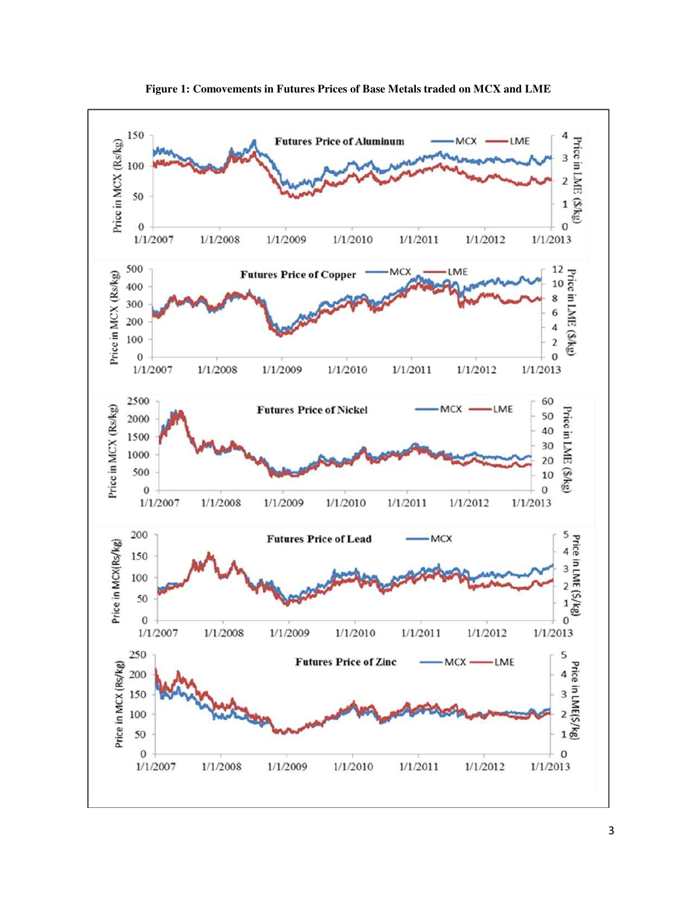**Figure 1: Comovements in Futures Prices of Base Metals traded on MCX and LME**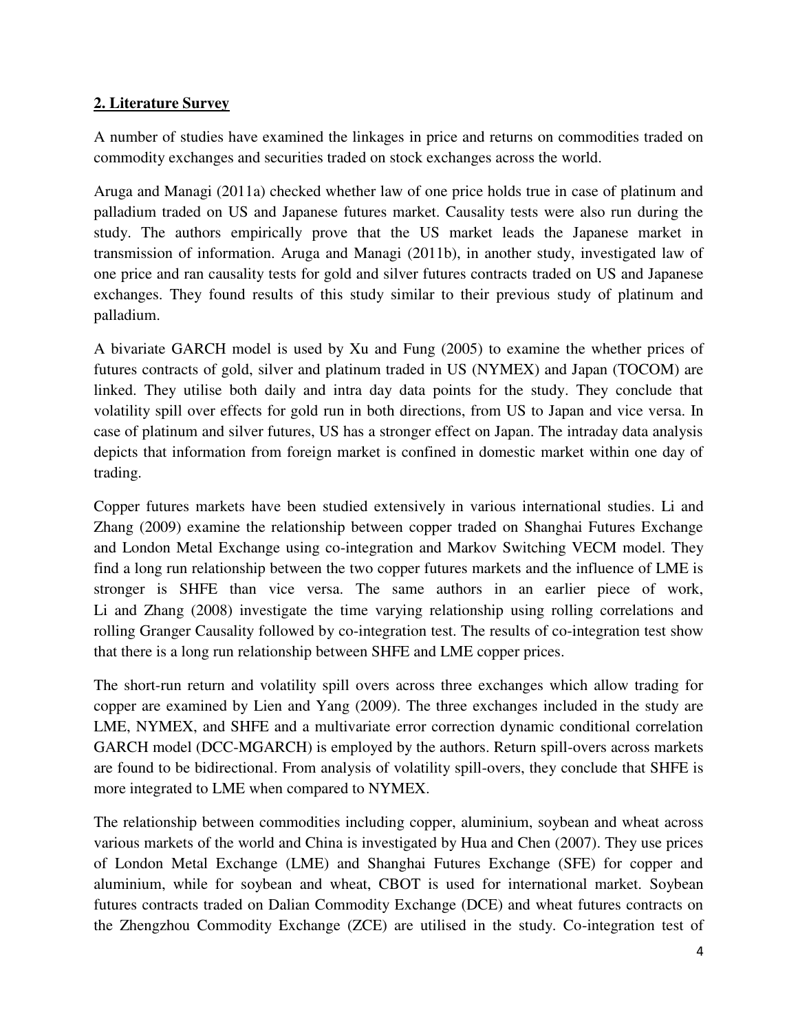## 2. Literature Survey

A number of studies have examined the linkages in price and returns on commodities traded on commodity exchanges and securities traded on stock exchanges across the world.

Aruga and Managi (2011a) checked whether law of one price holds true in case of platinum and palladium traded on US and Japanese futures market. Causality tests were also run during the study. The authors empirically prove that the US market leads the Japanese market in transmission of information. Aruga and Managi (2011b), in another study, investigated law of one price and ran causality tests for gold and silver futures contracts traded on US and Japanese exchanges. They found results of this study similar to their previous study of platinum and palladium.

A bivariate GARCH model is used by Xu and Fung (2005) to examine the whether prices of futures contracts of gold, silver and platinum traded in US (NYMEX) and Japan (TOCOM) are linked. They utilise both daily and intra day data points for the study. They conclude that volatility spill over effects for gold run in both directions, from US to Japan and vice versa. In case of platinum and silver futures, US has a stronger effect on Japan. The intraday data analysis depicts that information from foreign market is confined in domestic market within one day of trading.

Copper futures markets have been studied extensively in various international studies. Li and Zhang (2009) examine the relationship between copper traded on Shanghai Futures Exchange and London Metal Exchange using co-integration and Markov Switching VECM model. They find a long run relationship between the two copper futures markets and the influence of LME is stronger is SHFE than vice versa. The same authors in an earlier piece of work, Li and Zhang (2008) investigate the time varying relationship using rolling correlations and rolling Granger Causality followed by co-integration test. The results of co-integration test show that there is a long run relationship between SHFE and LME copper prices.

The short-run return and volatility spill overs across three exchanges which allow trading for copper are examined by Lien and Yang (2009). The three exchanges included in the study are LME, NYMEX, and SHFE and a multivariate error correction dynamic conditional correlation GARCH model (DCC-MGARCH) is employed by the authors. Return spill-overs across markets are found to be bidirectional. From analysis of volatility spill-overs, they conclude that SHFE is more integrated to LME when compared to NYMEX.

The relationship between commodities including copper, aluminium, soybean and wheat across various markets of the world and China is investigated by Hua and Chen (2007). They use prices of London Metal Exchange (LME) and Shanghai Futures Exchange (SFE) for copper and aluminium, while for soybean and wheat, CBOT is used for international market. Soybean futures contracts traded on Dalian Commodity Exchange (DCE) and wheat futures contracts on the Zhengzhou Commodity Exchange (ZCE) are utilised in the study. Co-integration test of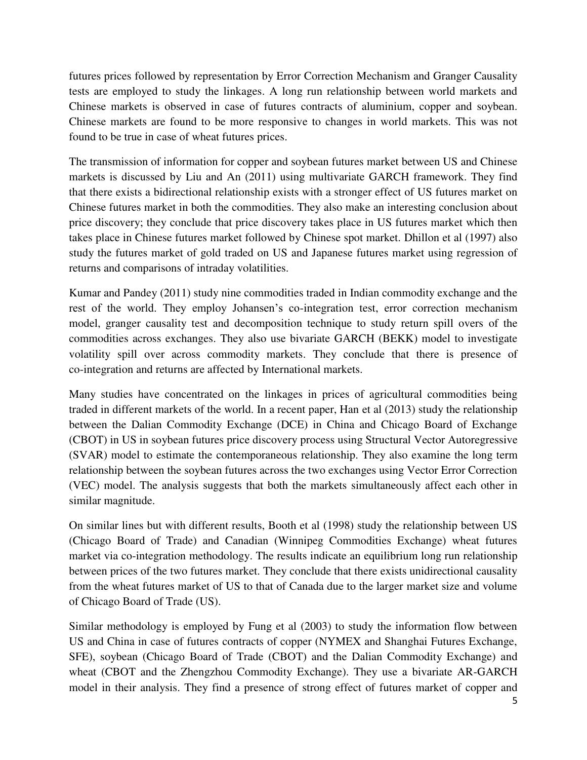futures prices followed by representation by Error Correction Mechanism and Granger Causality tests are employed to study the linkages. A long run relationship between world markets and Chinese markets is observed in case of futures contracts of aluminium, copper and soybean. Chinese markets are found to be more responsive to changes in world markets. This was not found to be true in case of wheat futures prices.

The transmission of information for copper and soybean futures market between US and Chinese markets is discussed by Liu and An (2011) using multivariate GARCH framework. They find that there exists a bidirectional relationship exists with a stronger effect of US futures market on Chinese futures market in both the commodities. They also make an interesting conclusion about price discovery; they conclude that price discovery takes place in US futures market which then takes place in Chinese futures market followed by Chinese spot market. Dhillon et al (1997) also study the futures market of gold traded on US and Japanese futures market using regression of returns and comparisons of intraday volatilities.

Kumar and Pandey (2011) study nine commodities traded in Indian commodity exchange and the rest of the world. They employ Johansen's co-integration test, error correction mechanism model, granger causality test and decomposition technique to study return spill overs of the commodities across exchanges. They also use bivariate GARCH (BEKK) model to investigate volatility spill over across commodity markets. They conclude that there is presence of co-integration and returns are affected by International markets.

Many studies have concentrated on the linkages in prices of agricultural commodities being traded in different markets of the world. In a recent paper, Han et al (2013) study the relationship between the Dalian Commodity Exchange (DCE) in China and Chicago Board of Exchange (CBOT) in US in soybean futures price discovery process using Structural Vector Autoregressive (SVAR) model to estimate the contemporaneous relationship. They also examine the long term relationship between the soybean futures across the two exchanges using Vector Error Correction (VEC) model. The analysis suggests that both the markets simultaneously affect each other in similar magnitude.

On similar lines but with different results, Booth et al (1998) study the relationship between US (Chicago Board of Trade) and Canadian (Winnipeg Commodities Exchange) wheat futures market via co-integration methodology. The results indicate an equilibrium long run relationship between prices of the two futures market. They conclude that there exists unidirectional causality from the wheat futures market of US to that of Canada due to the larger market size and volume of Chicago Board of Trade (US).

Similar methodology is employed by Fung et al (2003) to study the information flow between US and China in case of futures contracts of copper (NYMEX and Shanghai Futures Exchange, SFE), soybean (Chicago Board of Trade (CBOT) and the Dalian Commodity Exchange) and wheat (CBOT and the Zhengzhou Commodity Exchange). They use a bivariate AR-GARCH model in their analysis. They find a presence of strong effect of futures market of copper and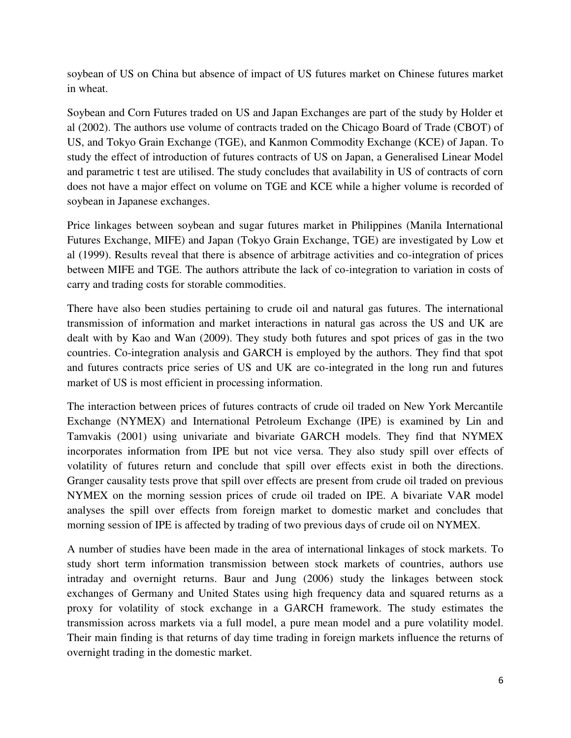soybean of US on China but absence of impact of US futures market on Chinese futures market in wheat.

Soybean and Corn Futures traded on US and Japan Exchanges are part of the study by Holder et al (2002). The authors use volume of contracts traded on the Chicago Board of Trade (CBOT) of US, and Tokyo Grain Exchange (TGE), and Kanmon Commodity Exchange (KCE) of Japan. To study the effect of introduction of futures contracts of US on Japan, a Generalised Linear Model and parametric t test are utilised. The study concludes that availability in US of contracts of corn does not have a major effect on volume on TGE and KCE while a higher volume is recorded of soybean in Japanese exchanges.

Price linkages between soybean and sugar futures market in Philippines (Manila International Futures Exchange, MIFE) and Japan (Tokyo Grain Exchange, TGE) are investigated by Low et al (1999). Results reveal that there is absence of arbitrage activities and co-integration of prices between MIFE and TGE. The authors attribute the lack of co-integration to variation in costs of carry and trading costs for storable commodities.

There have also been studies pertaining to crude oil and natural gas futures. The international transmission of information and market interactions in natural gas across the US and UK are dealt with by Kao and Wan (2009). They study both futures and spot prices of gas in the two countries. Co-integration analysis and GARCH is employed by the authors. They find that spot and futures contracts price series of US and UK are co-integrated in the long run and futures market of US is most efficient in processing information.

The interaction between prices of futures contracts of crude oil traded on New York Mercantile Exchange (NYMEX) and International Petroleum Exchange (IPE) is examined by Lin and Tamvakis (2001) using univariate and bivariate GARCH models. They find that NYMEX incorporates information from IPE but not vice versa. They also study spill over effects of volatility of futures return and conclude that spill over effects exist in both the directions. Granger causality tests prove that spill over effects are present from crude oil traded on previous NYMEX on the morning session prices of crude oil traded on IPE. A bivariate VAR model analyses the spill over effects from foreign market to domestic market and concludes that morning session of IPE is affected by trading of two previous days of crude oil on NYMEX.

A number of studies have been made in the area of international linkages of stock markets. To study short term information transmission between stock markets of countries, authors use intraday and overnight returns. Baur and Jung (2006) study the linkages between stock exchanges of Germany and United States using high frequency data and squared returns as a proxy for volatility of stock exchange in a GARCH framework. The study estimates the transmission across markets via a full model, a pure mean model and a pure volatility model. Their main finding is that returns of day time trading in foreign markets influence the returns of overnight trading in the domestic market.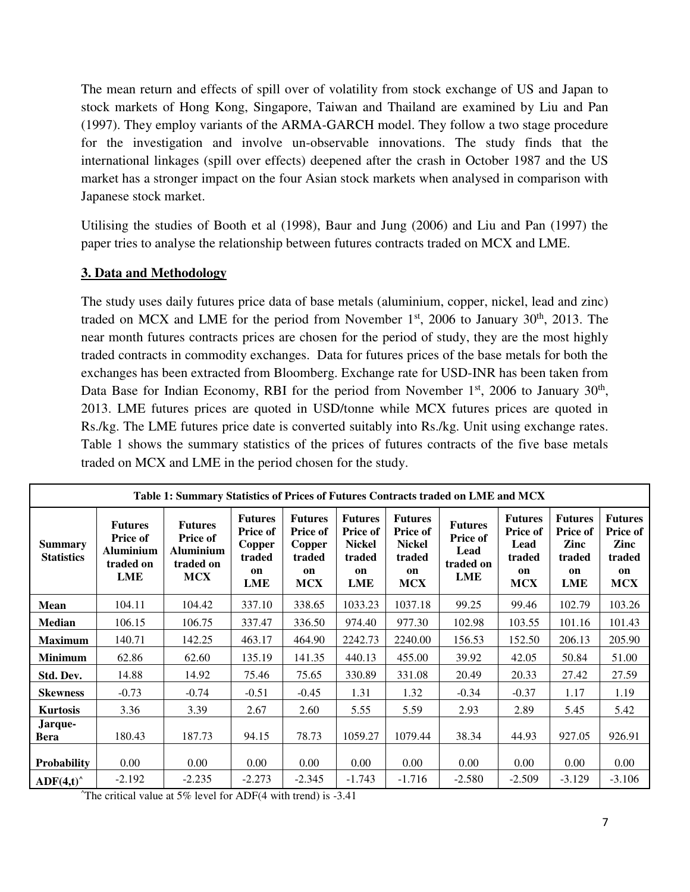The mean return and effects of spill over of volatility from stock exchange of US and Japan to stock markets of Hong Kong, Singapore, Taiwan and Thailand are examined by Liu and Pan (1997). They employ variants of the ARMA-GARCH model. They follow a two stage procedure for the investigation and involve un-observable innovations. The study finds that the international linkages (spill over effects) deepened after the crash in October 1987 and the US market has a stronger impact on the four Asian stock markets when analysed in comparison with Japanese stock market.

Utilising the studies of Booth et al (1998), Baur and Jung (2006) and Liu and Pan (1997) the paper tries to analyse the relationship between futures contracts traded on MCX and LME.

## 3. Data and Methodology

The study uses daily futures price data of base metals (aluminium, copper, nickel, lead and zinc) traded on MCX and LME for the period from November 1st, 2006 to January 30th, 2013. The near month futures contracts prices are chosen for the period of study, they are the most highly traded contracts in commodity exchanges. Data for futures prices of the base metals for both the exchanges has been extracted from Bloomberg. Exchange rate for USD-INR has been taken from Data Base for Indian Economy, RBI for the period from November 1st, 2006 to January 30th, 2013. LME futures prices are quoted in USD/tonne while MCX futures prices are quoted in Rs./kg. The LME futures price date is converted suitably into Rs./kg. Unit using exchange rates. Table 1 shows the summary statistics of the prices of futures contracts of the five base metals traded on MCX and LME in the period chosen for the study.

**Table 1: Summary Statistics of Prices of Futures Contracts traded on LME and MCX**

| Summary Statistics | Futures Price of Aluminium traded on LME | Futures Price of Aluminium traded on MCX | Futures Price of Copper traded on LME | Futures Price of Copper traded on MCX | Futures Price of Nickel traded on LME | Futures Price of Nickel traded on MCX | Futures Price of Lead traded on LME | Futures Price of Lead traded on MCX | Futures Price of Zinc traded on LME | Futures Price of Zinc traded on MCX |
|---|---|---|---|---|---|---|---|---|---|---|
| **Mean** | 104.11 | 104.42 | 337.10 | 338.65 | 1033.23 | 1037.18 | 99.25 | 99.46 | 102.79 | 103.26 |
| **Median** | 106.15 | 106.75 | 337.47 | 336.50 | 974.40 | 977.30 | 102.98 | 103.55 | 101.16 | 101.43 |
| **Maximum** | 140.71 | 142.25 | 463.17 | 464.90 | 2242.73 | 2240.00 | 156.53 | 152.50 | 206.13 | 205.90 |
| **Minimum** | 62.86 | 62.60 | 135.19 | 141.35 | 440.13 | 455.00 | 39.92 | 42.05 | 50.84 | 51.00 |
| **Std. Dev.** | 14.88 | 14.92 | 75.46 | 75.65 | 330.89 | 331.08 | 20.49 | 20.33 | 27.42 | 27.59 |
| **Skewness** | -0.73 | -0.74 | -0.51 | -0.45 | 1.31 | 1.32 | -0.34 | -0.37 | 1.17 | 1.19 |
| **Kurtosis** | 3.36 | 3.39 | 2.67 | 2.60 | 5.55 | 5.59 | 2.93 | 2.89 | 5.45 | 5.42 |
| **Jarque-Bera** | 180.43 | 187.73 | 94.15 | 78.73 | 1059.27 | 1079.44 | 38.34 | 44.93 | 927.05 | 926.91 |
| **Probability** | 0.00 | 0.00 | 0.00 | 0.00 | 0.00 | 0.00 | 0.00 | 0.00 | 0.00 | 0.00 |
| **ADF(4,t)^** | -2.192 | -2.235 | -2.273 | -2.345 | -1.743 | -1.716 | -2.580 | -2.509 | -3.129 | -3.106 |

^The critical value at 5% level for ADF(4 with trend) is -3.41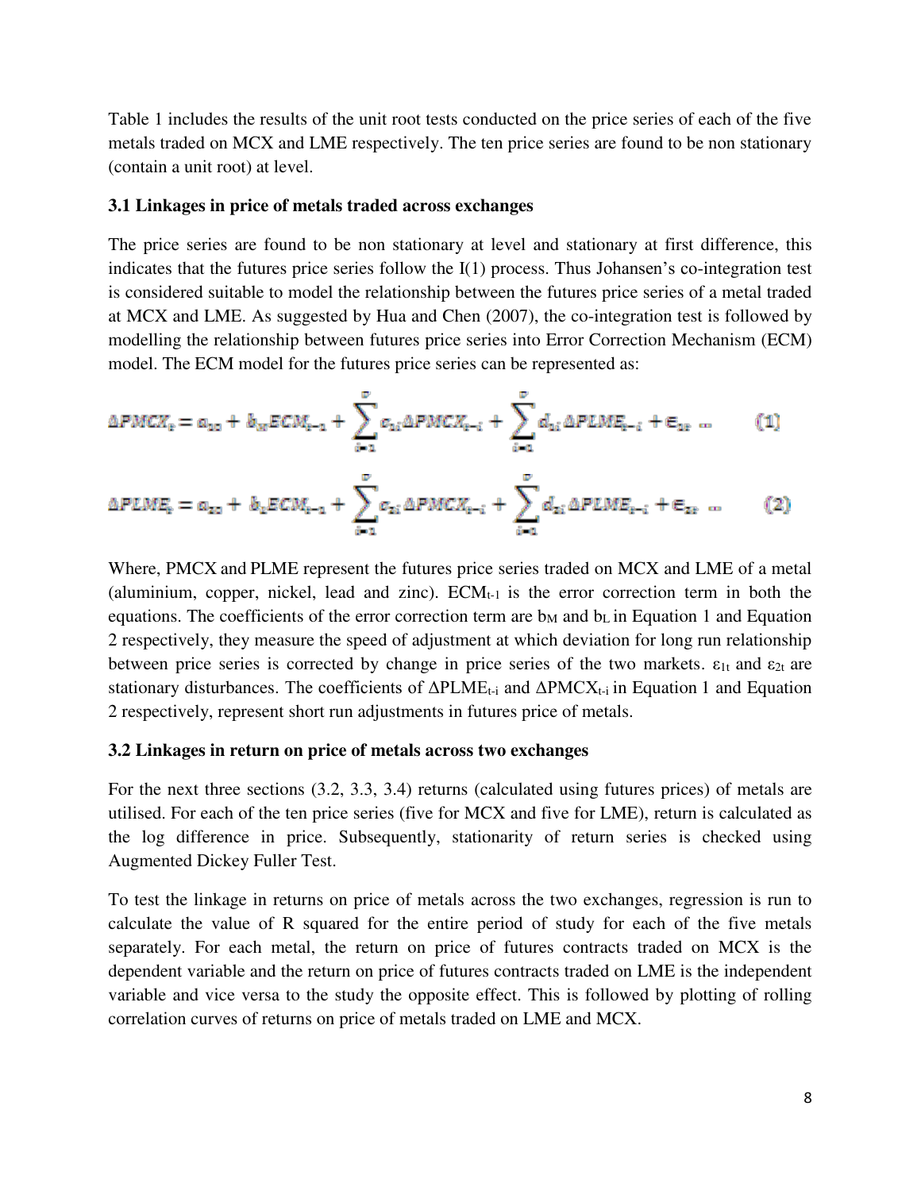Table 1 includes the results of the unit root tests conducted on the price series of each of the five metals traded on MCX and LME respectively. The ten price series are found to be non stationary (contain a unit root) at level.

### 3.1 Linkages in price of metals traded across exchanges

The price series are found to be non stationary at level and stationary at first difference, this indicates that the futures price series follow the I(1) process. Thus Johansen's co-integration test is considered suitable to model the relationship between the futures price series of a metal traded at MCX and LME. As suggested by Hua and Chen (2007), the co-integration test is followed by modelling the relationship between futures price series into Error Correction Mechanism (ECM) model. The ECM model for the futures price series can be represented as:

$$\Delta PMCX_t = a_{10} + b_M ECM_{t-1} + \sum_{i=1}^{p} c_{1i} \Delta PMCX_{t-i} + \sum_{i=1}^{p} d_{1i} \Delta PLME_{t-i} + \varepsilon_{1t} \quad \ldots \quad (1)$$

$$\Delta PLME_t = a_{20} + b_L ECM_{t-1} + \sum_{i=1}^{p} c_{2i} \Delta PMCX_{t-i} + \sum_{i=1}^{p} d_{2i} \Delta PLME_{t-i} + \varepsilon_{2t} \quad \ldots \quad (2)$$

Where, PMCX and PLME represent the futures price series traded on MCX and LME of a metal (aluminium, copper, nickel, lead and zinc). $ECM_{t-1}$ is the error correction term in both the equations. The coefficients of the error correction term are $b_M$ and $b_L$ in Equation 1 and Equation 2 respectively, they measure the speed of adjustment at which deviation for long run relationship between price series is corrected by change in price series of the two markets. $\varepsilon_{1t}$ and $\varepsilon_{2t}$ are stationary disturbances. The coefficients of $\Delta PLME_{t-i}$ and $\Delta PMCX_{t-i}$ in Equation 1 and Equation 2 respectively, represent short run adjustments in futures price of metals.

### 3.2 Linkages in return on price of metals across two exchanges

For the next three sections (3.2, 3.3, 3.4) returns (calculated using futures prices) of metals are utilised. For each of the ten price series (five for MCX and five for LME), return is calculated as the log difference in price. Subsequently, stationarity of return series is checked using Augmented Dickey Fuller Test.

To test the linkage in returns on price of metals across the two exchanges, regression is run to calculate the value of R squared for the entire period of study for each of the five metals separately. For each metal, the return on price of futures contracts traded on MCX is the dependent variable and the return on price of futures contracts traded on LME is the independent variable and vice versa to the study the opposite effect. This is followed by plotting of rolling correlation curves of returns on price of metals traded on LME and MCX.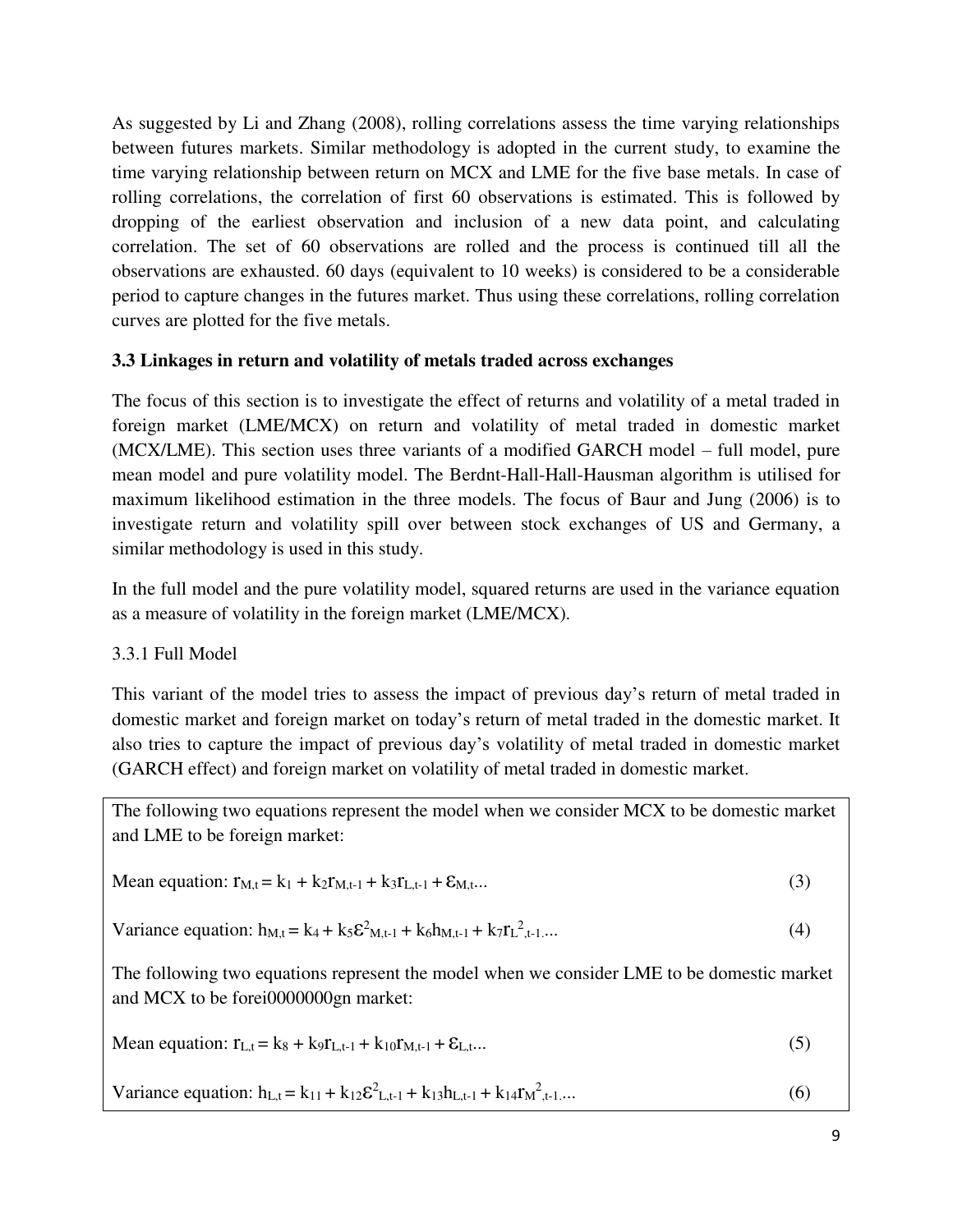As suggested by Li and Zhang (2008), rolling correlations assess the time varying relationships between futures markets. Similar methodology is adopted in the current study, to examine the time varying relationship between return on MCX and LME for the five base metals. In case of rolling correlations, the correlation of first 60 observations is estimated. This is followed by dropping of the earliest observation and inclusion of a new data point, and calculating correlation. The set of 60 observations are rolled and the process is continued till all the observations are exhausted. 60 days (equivalent to 10 weeks) is considered to be a considerable period to capture changes in the futures market. Thus using these correlations, rolling correlation curves are plotted for the five metals.

### 3.3 Linkages in return and volatility of metals traded across exchanges

The focus of this section is to investigate the effect of returns and volatility of a metal traded in foreign market (LME/MCX) on return and volatility of metal traded in domestic market (MCX/LME). This section uses three variants of a modified GARCH model – full model, pure mean model and pure volatility model. The Berdnt-Hall-Hall-Hausman algorithm is utilised for maximum likelihood estimation in the three models. The focus of Baur and Jung (2006) is to investigate return and volatility spill over between stock exchanges of US and Germany, a similar methodology is used in this study.

In the full model and the pure volatility model, squared returns are used in the variance equation as a measure of volatility in the foreign market (LME/MCX).

3.3.1 Full Model

This variant of the model tries to assess the impact of previous day's return of metal traded in domestic market and foreign market on today's return of metal traded in the domestic market. It also tries to capture the impact of previous day's volatility of metal traded in domestic market (GARCH effect) and foreign market on volatility of metal traded in domestic market.

The following two equations represent the model when we consider MCX to be domestic market and LME to be foreign market:

Mean equation: $r_{M,t} = k_1 + k_2 r_{M,t-1} + k_3 r_{L,t-1} + \varepsilon_{M,t}...$ (3)

Variance equation: $h_{M,t} = k_4 + k_5 \varepsilon^2_{M,t-1} + k_6 h_{M,t-1} + k_7 r_L{}^2_{,t-1}...$ (4)

The following two equations represent the model when we consider LME to be domestic market and MCX to be forei0000000gn market:

Mean equation: $r_{L,t} = k_8 + k_9 r_{L,t-1} + k_{10} r_{M,t-1} + \varepsilon_{L,t}...$ (5)

Variance equation: $h_{L,t} = k_{11} + k_{12} \varepsilon^2_{L,t-1} + k_{13} h_{L,t-1} + k_{14} r_M{}^2_{,t-1}...$ (6)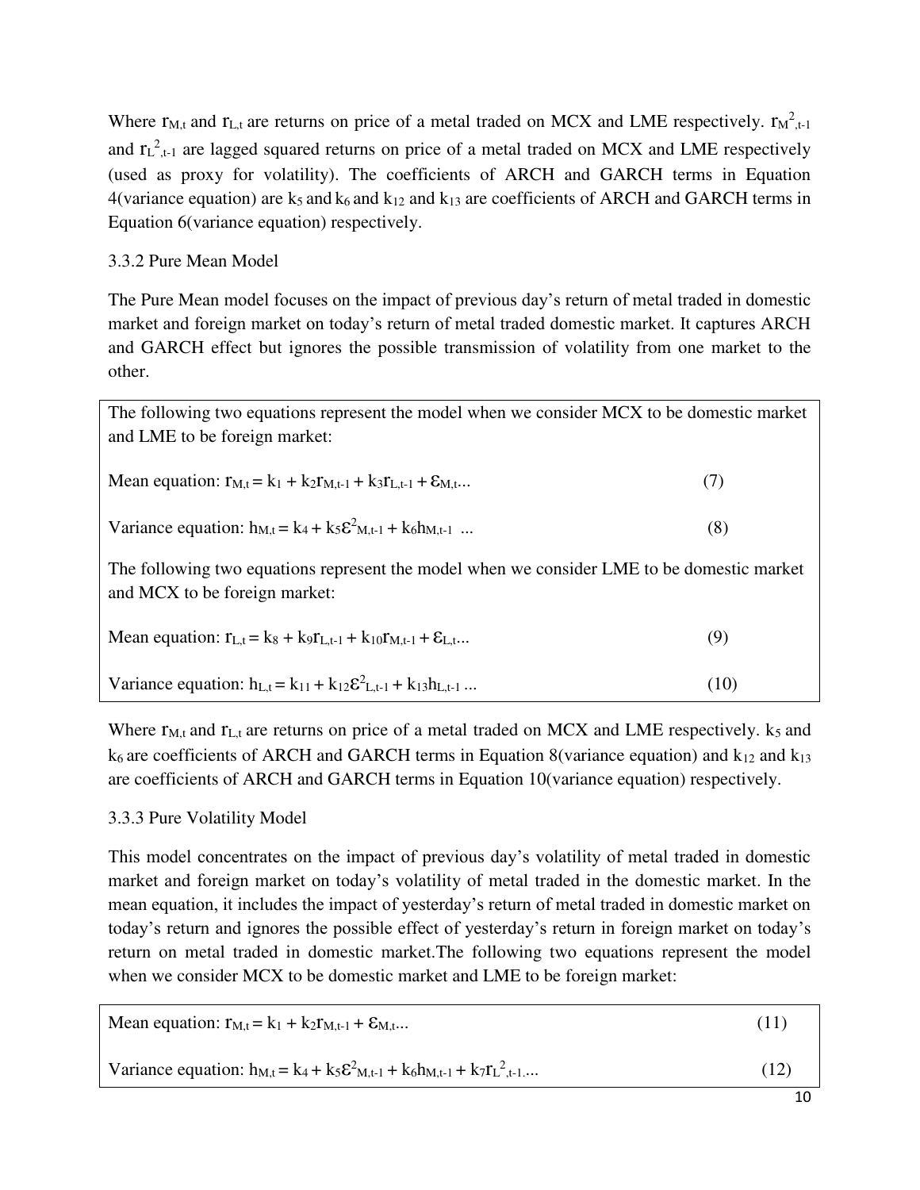Where $r_{M,t}$ and $r_{L,t}$ are returns on price of a metal traded on MCX and LME respectively. $r_{M}^{2}{}_{,t-1}$ and $r_{L}^{2}{}_{,t-1}$ are lagged squared returns on price of a metal traded on MCX and LME respectively (used as proxy for volatility). The coefficients of ARCH and GARCH terms in Equation 4(variance equation) are $k_5$ and $k_6$ and $k_{12}$ and $k_{13}$ are coefficients of ARCH and GARCH terms in Equation 6(variance equation) respectively.

### 3.3.2 Pure Mean Model

The Pure Mean model focuses on the impact of previous day's return of metal traded in domestic market and foreign market on today's return of metal traded domestic market. It captures ARCH and GARCH effect but ignores the possible transmission of volatility from one market to the other.

The following two equations represent the model when we consider MCX to be domestic market and LME to be foreign market:

Mean equation: $r_{M,t} = k_1 + k_2 r_{M,t-1} + k_3 r_{L,t-1} + \varepsilon_{M,t}$... (7)

Variance equation: $h_{M,t} = k_4 + k_5 \varepsilon^2_{M,t-1} + k_6 h_{M,t-1}$ ... (8)

The following two equations represent the model when we consider LME to be domestic market and MCX to be foreign market:

Mean equation: $r_{L,t} = k_8 + k_9 r_{L,t-1} + k_{10} r_{M,t-1} + \varepsilon_{L,t}$... (9)

Variance equation: $h_{L,t} = k_{11} + k_{12} \varepsilon^2_{L,t-1} + k_{13} h_{L,t-1}$ ... (10)

Where $r_{M,t}$ and $r_{L,t}$ are returns on price of a metal traded on MCX and LME respectively. $k_5$ and $k_6$ are coefficients of ARCH and GARCH terms in Equation 8(variance equation) and $k_{12}$ and $k_{13}$ are coefficients of ARCH and GARCH terms in Equation 10(variance equation) respectively.

### 3.3.3 Pure Volatility Model

This model concentrates on the impact of previous day's volatility of metal traded in domestic market and foreign market on today's volatility of metal traded in the domestic market. In the mean equation, it includes the impact of yesterday's return of metal traded in domestic market on today's return and ignores the possible effect of yesterday's return in foreign market on today's return on metal traded in domestic market.The following two equations represent the model when we consider MCX to be domestic market and LME to be foreign market:

Mean equation: $r_{M,t} = k_1 + k_2 r_{M,t-1} + \varepsilon_{M,t}$... (11)

Variance equation: $h_{M,t} = k_4 + k_5 \varepsilon^2_{M,t-1} + k_6 h_{M,t-1} + k_7 r_{L}^{2}{}_{,t-1}$.... (12)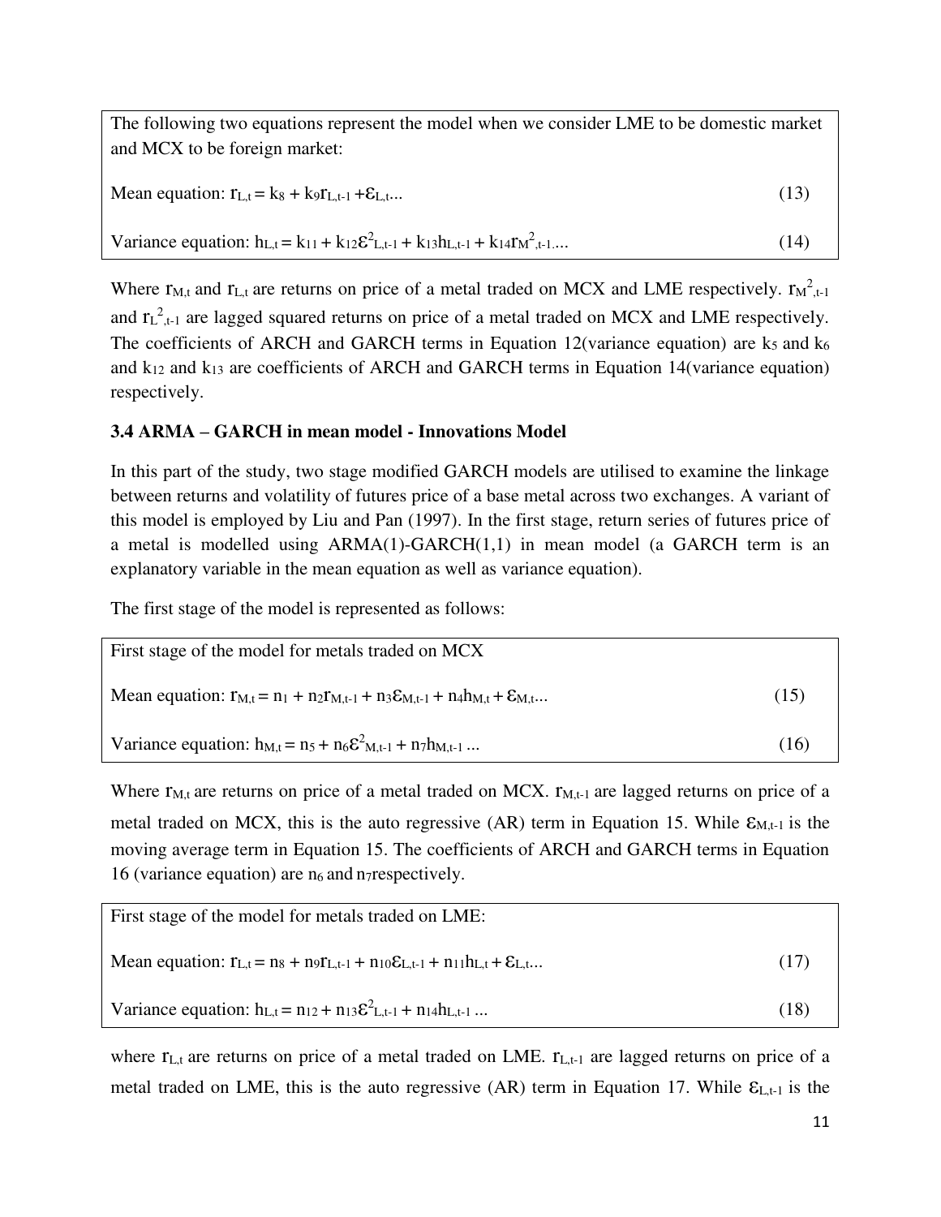The following two equations represent the model when we consider LME to be domestic market and MCX to be foreign market:

Mean equation: $r_{L,t} = k_8 + k_9 r_{L,t-1} + \varepsilon_{L,t}$... (13)

Variance equation: $h_{L,t} = k_{11} + k_{12}\varepsilon^2_{L,t-1} + k_{13}h_{L,t-1} + k_{14}r_{M}^2{}_{,t-1}$.... (14)

Where $r_{M,t}$ and $r_{L,t}$ are returns on price of a metal traded on MCX and LME respectively. $r_{M}^2{}_{,t-1}$ and $r_{L}^2{}_{,t-1}$ are lagged squared returns on price of a metal traded on MCX and LME respectively. The coefficients of ARCH and GARCH terms in Equation 12(variance equation) are $k_5$ and $k_6$ and $k_{12}$ and $k_{13}$ are coefficients of ARCH and GARCH terms in Equation 14(variance equation) respectively.

### 3.4 ARMA – GARCH in mean model - Innovations Model

In this part of the study, two stage modified GARCH models are utilised to examine the linkage between returns and volatility of futures price of a base metal across two exchanges. A variant of this model is employed by Liu and Pan (1997). In the first stage, return series of futures price of a metal is modelled using ARMA(1)-GARCH(1,1) in mean model (a GARCH term is an explanatory variable in the mean equation as well as variance equation).

The first stage of the model is represented as follows:

First stage of the model for metals traded on MCX

Mean equation: $r_{M,t} = n_1 + n_2 r_{M,t-1} + n_3\varepsilon_{M,t-1} + n_4 h_{M,t} + \varepsilon_{M,t}$... (15)

Variance equation: $h_{M,t} = n_5 + n_6\varepsilon^2_{M,t-1} + n_7 h_{M,t-1}$ ... (16)

Where $r_{M,t}$ are returns on price of a metal traded on MCX. $r_{M,t-1}$ are lagged returns on price of a metal traded on MCX, this is the auto regressive (AR) term in Equation 15. While $\varepsilon_{M,t-1}$ is the moving average term in Equation 15. The coefficients of ARCH and GARCH terms in Equation 16 (variance equation) are $n_6$ and $n_7$respectively.

First stage of the model for metals traded on LME:

Mean equation: $r_{L,t} = n_8 + n_9 r_{L,t-1} + n_{10}\varepsilon_{L,t-1} + n_{11}h_{L,t} + \varepsilon_{L,t}$... (17)

Variance equation: $h_{L,t} = n_{12} + n_{13}\varepsilon^2_{L,t-1} + n_{14}h_{L,t-1}$ ... (18)

where $r_{L,t}$ are returns on price of a metal traded on LME. $r_{L,t-1}$ are lagged returns on price of a metal traded on LME, this is the auto regressive (AR) term in Equation 17. While $\varepsilon_{L,t-1}$ is the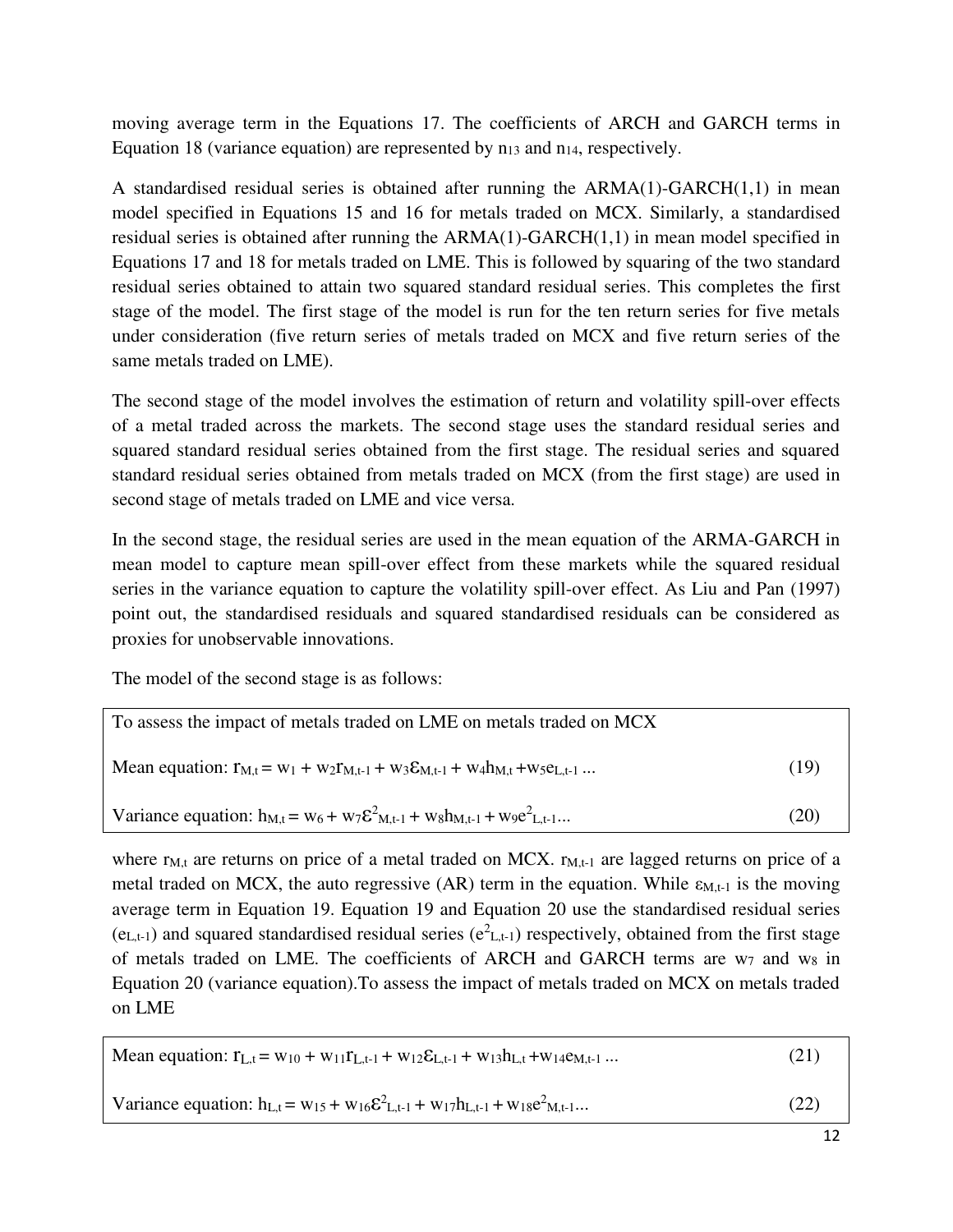moving average term in the Equations 17. The coefficients of ARCH and GARCH terms in Equation 18 (variance equation) are represented by $n_{13}$ and $n_{14}$, respectively.

A standardised residual series is obtained after running the ARMA(1)-GARCH(1,1) in mean model specified in Equations 15 and 16 for metals traded on MCX. Similarly, a standardised residual series is obtained after running the ARMA(1)-GARCH(1,1) in mean model specified in Equations 17 and 18 for metals traded on LME. This is followed by squaring of the two standard residual series obtained to attain two squared standard residual series. This completes the first stage of the model. The first stage of the model is run for the ten return series for five metals under consideration (five return series of metals traded on MCX and five return series of the same metals traded on LME).

The second stage of the model involves the estimation of return and volatility spill-over effects of a metal traded across the markets. The second stage uses the standard residual series and squared standard residual series obtained from the first stage. The residual series and squared standard residual series obtained from metals traded on MCX (from the first stage) are used in second stage of metals traded on LME and vice versa.

In the second stage, the residual series are used in the mean equation of the ARMA-GARCH in mean model to capture mean spill-over effect from these markets while the squared residual series in the variance equation to capture the volatility spill-over effect. As Liu and Pan (1997) point out, the standardised residuals and squared standardised residuals can be considered as proxies for unobservable innovations.

The model of the second stage is as follows:

To assess the impact of metals traded on LME on metals traded on MCX

Mean equation: $r_{M,t} = w_1 + w_2 r_{M,t-1} + w_3 \varepsilon_{M,t-1} + w_4 h_{M,t} + w_5 e_{L,t-1} \ldots$ (19)

Variance equation: $h_{M,t} = w_6 + w_7 \varepsilon^2_{M,t-1} + w_8 h_{M,t-1} + w_9 e^2_{L,t-1} \ldots$ (20)

where $r_{M,t}$ are returns on price of a metal traded on MCX. $r_{M,t-1}$ are lagged returns on price of a metal traded on MCX, the auto regressive (AR) term in the equation. While $\varepsilon_{M,t-1}$ is the moving average term in Equation 19. Equation 19 and Equation 20 use the standardised residual series ($e_{L,t-1}$) and squared standardised residual series ($e^2_{L,t-1}$) respectively, obtained from the first stage of metals traded on LME. The coefficients of ARCH and GARCH terms are $w_7$ and $w_8$ in Equation 20 (variance equation).To assess the impact of metals traded on MCX on metals traded on LME

Mean equation: $r_{L,t} = w_{10} + w_{11} r_{L,t-1} + w_{12} \varepsilon_{L,t-1} + w_{13} h_{L,t} + w_{14} e_{M,t-1} \ldots$ (21)

Variance equation: $h_{L,t} = w_{15} + w_{16} \varepsilon^2_{L,t-1} + w_{17} h_{L,t-1} + w_{18} e^2_{M,t-1} \ldots$ (22)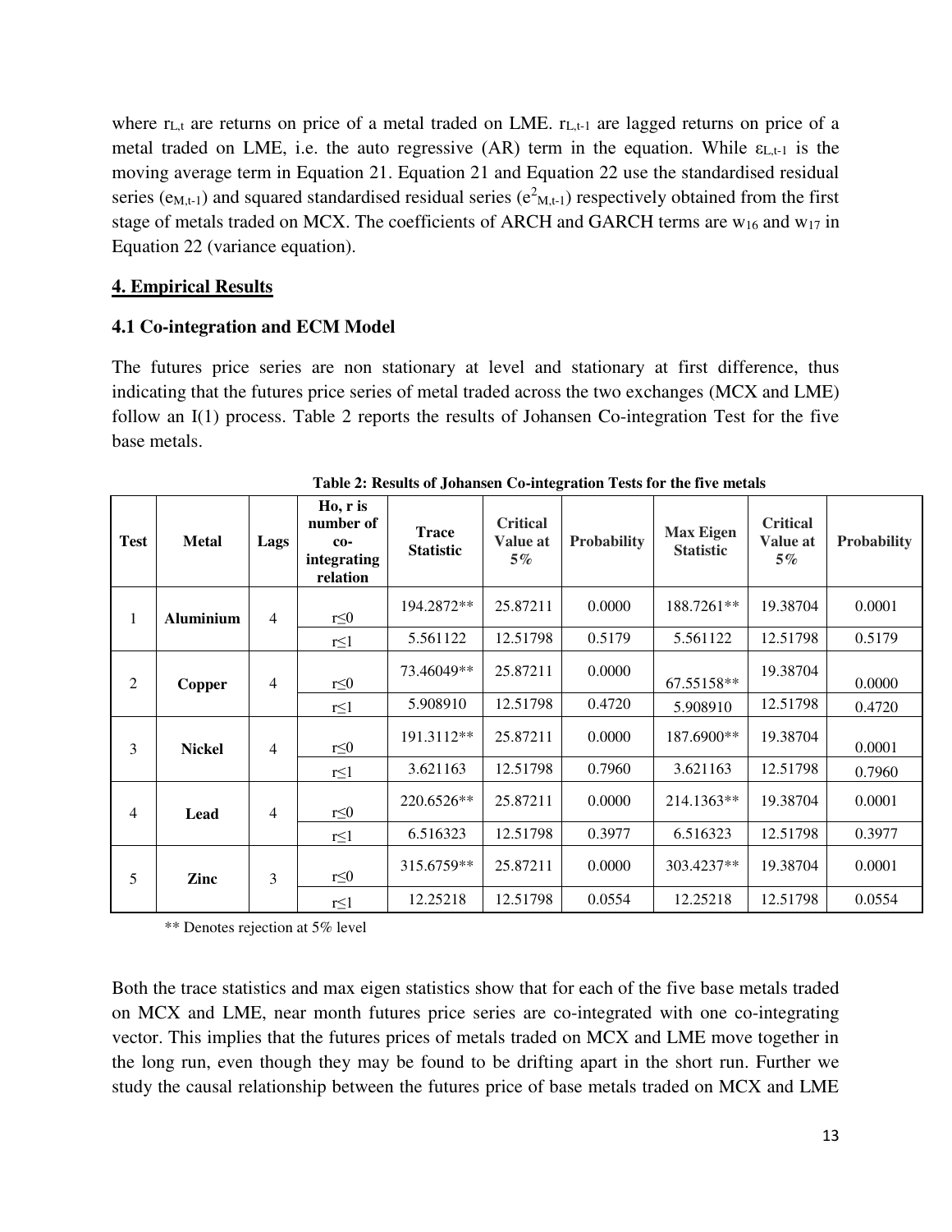where $r_{L,t}$ are returns on price of a metal traded on LME. $r_{L,t-1}$ are lagged returns on price of a metal traded on LME, i.e. the auto regressive (AR) term in the equation. While $\varepsilon_{L,t-1}$ is the moving average term in Equation 21. Equation 21 and Equation 22 use the standardised residual series ($e_{M,t-1}$) and squared standardised residual series ($e^2_{M,t-1}$) respectively obtained from the first stage of metals traded on MCX. The coefficients of ARCH and GARCH terms are $w_{16}$ and $w_{17}$ in Equation 22 (variance equation).

## 4. Empirical Results

### 4.1 Co-integration and ECM Model

The futures price series are non stationary at level and stationary at first difference, thus indicating that the futures price series of metal traded across the two exchanges (MCX and LME) follow an I(1) process. Table 2 reports the results of Johansen Co-integration Test for the five base metals.

**Table 2: Results of Johansen Co-integration Tests for the five metals**

| Test | Metal | Lags | Ho, r is number of co-integrating relation | Trace Statistic | Critical Value at 5% | Probability | Max Eigen Statistic | Critical Value at 5% | Probability |
|---|---|---|---|---|---|---|---|---|---|
| 1 | **Aluminium** | 4 | r≤0 | 194.2872** | 25.87211 | 0.0000 | 188.7261** | 19.38704 | 0.0001 |
| | | | r≤1 | 5.561122 | 12.51798 | 0.5179 | 5.561122 | 12.51798 | 0.5179 |
| 2 | **Copper** | 4 | r≤0 | 73.46049** | 25.87211 | 0.0000 | 67.55158** | 19.38704 | 0.0000 |
| | | | r≤1 | 5.908910 | 12.51798 | 0.4720 | 5.908910 | 12.51798 | 0.4720 |
| 3 | **Nickel** | 4 | r≤0 | 191.3112** | 25.87211 | 0.0000 | 187.6900** | 19.38704 | 0.0001 |
| | | | r≤1 | 3.621163 | 12.51798 | 0.7960 | 3.621163 | 12.51798 | 0.7960 |
| 4 | **Lead** | 4 | r≤0 | 220.6526** | 25.87211 | 0.0000 | 214.1363** | 19.38704 | 0.0001 |
| | | | r≤1 | 6.516323 | 12.51798 | 0.3977 | 6.516323 | 12.51798 | 0.3977 |
| 5 | **Zinc** | 3 | r≤0 | 315.6759** | 25.87211 | 0.0000 | 303.4237** | 19.38704 | 0.0001 |
| | | | r≤1 | 12.25218 | 12.51798 | 0.0554 | 12.25218 | 12.51798 | 0.0554 |

** Denotes rejection at 5% level

Both the trace statistics and max eigen statistics show that for each of the five base metals traded on MCX and LME, near month futures price series are co-integrated with one co-integrating vector. This implies that the futures prices of metals traded on MCX and LME move together in the long run, even though they may be found to be drifting apart in the short run. Further we study the causal relationship between the futures price of base metals traded on MCX and LME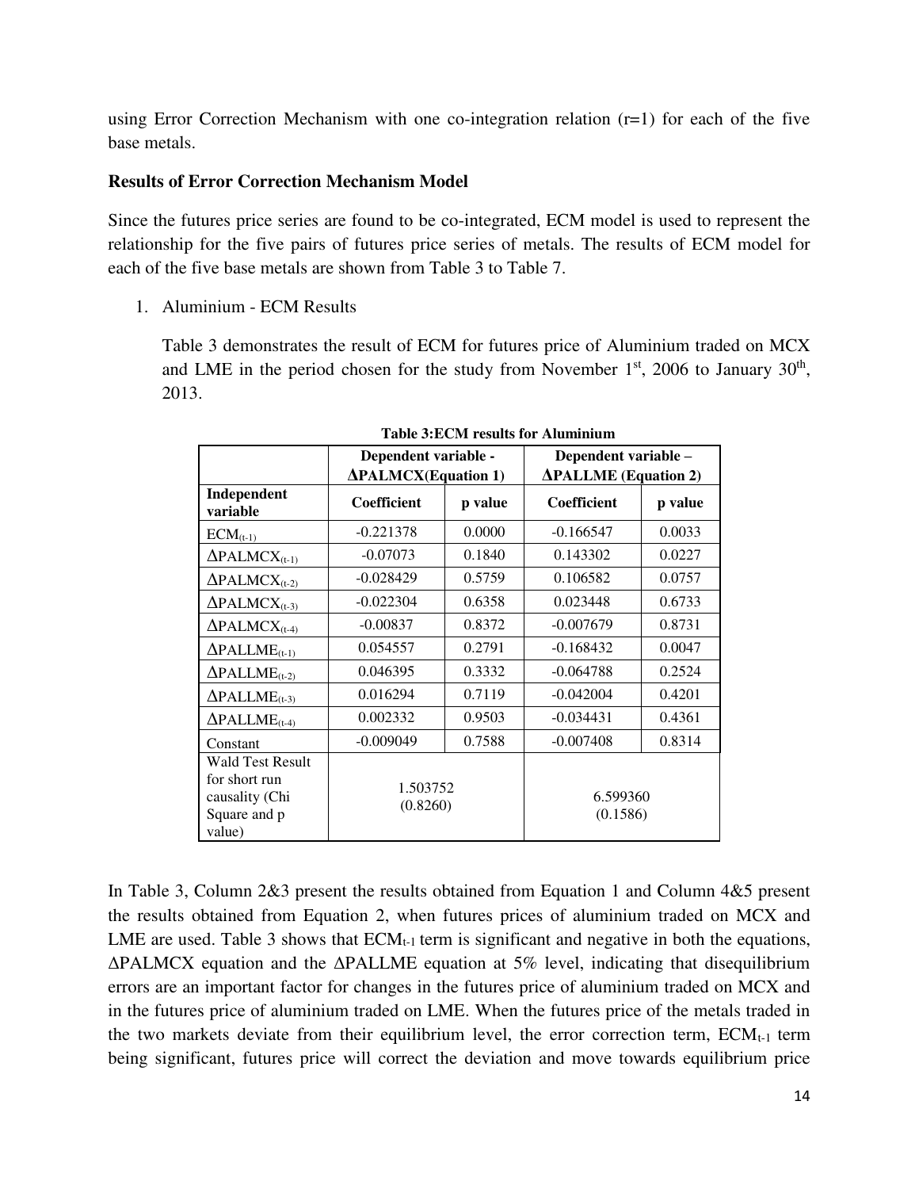using Error Correction Mechanism with one co-integration relation (r=1) for each of the five base metals.

**Results of Error Correction Mechanism Model**

Since the futures price series are found to be co-integrated, ECM model is used to represent the relationship for the five pairs of futures price series of metals. The results of ECM model for each of the five base metals are shown from Table 3 to Table 7.

1. Aluminium - ECM Results

   Table 3 demonstrates the result of ECM for futures price of Aluminium traded on MCX and LME in the period chosen for the study from November 1st, 2006 to January 30th, 2013.

**Table 3:ECM results for Aluminium**

| | **Dependent variable - ΔPALMCX(Equation 1)** | | **Dependent variable – ΔPALLME (Equation 2)** | |
|---|---|---|---|---|
| **Independent variable** | **Coefficient** | **p value** | **Coefficient** | **p value** |
| $ECM_{(t-1)}$ | -0.221378 | 0.0000 | -0.166547 | 0.0033 |
| $\Delta PALMCX_{(t-1)}$ | -0.07073 | 0.1840 | 0.143302 | 0.0227 |
| $\Delta PALMCX_{(t-2)}$ | -0.028429 | 0.5759 | 0.106582 | 0.0757 |
| $\Delta PALMCX_{(t-3)}$ | -0.022304 | 0.6358 | 0.023448 | 0.6733 |
| $\Delta PALMCX_{(t-4)}$ | -0.00837 | 0.8372 | -0.007679 | 0.8731 |
| $\Delta PALLME_{(t-1)}$ | 0.054557 | 0.2791 | -0.168432 | 0.0047 |
| $\Delta PALLME_{(t-2)}$ | 0.046395 | 0.3332 | -0.064788 | 0.2524 |
| $\Delta PALLME_{(t-3)}$ | 0.016294 | 0.7119 | -0.042004 | 0.4201 |
| $\Delta PALLME_{(t-4)}$ | 0.002332 | 0.9503 | -0.034431 | 0.4361 |
| Constant | -0.009049 | 0.7588 | -0.007408 | 0.8314 |
| Wald Test Result for short run causality (Chi Square and p value) | 1.503752 (0.8260) | | 6.599360 (0.1586) | |

In Table 3, Column 2&3 present the results obtained from Equation 1 and Column 4&5 present the results obtained from Equation 2, when futures prices of aluminium traded on MCX and LME are used. Table 3 shows that $ECM_{t-1}$ term is significant and negative in both the equations, ΔPALMCX equation and the ΔPALLME equation at 5% level, indicating that disequilibrium errors are an important factor for changes in the futures price of aluminium traded on MCX and in the futures price of aluminium traded on LME. When the futures price of the metals traded in the two markets deviate from their equilibrium level, the error correction term, $ECM_{t-1}$ term being significant, futures price will correct the deviation and move towards equilibrium price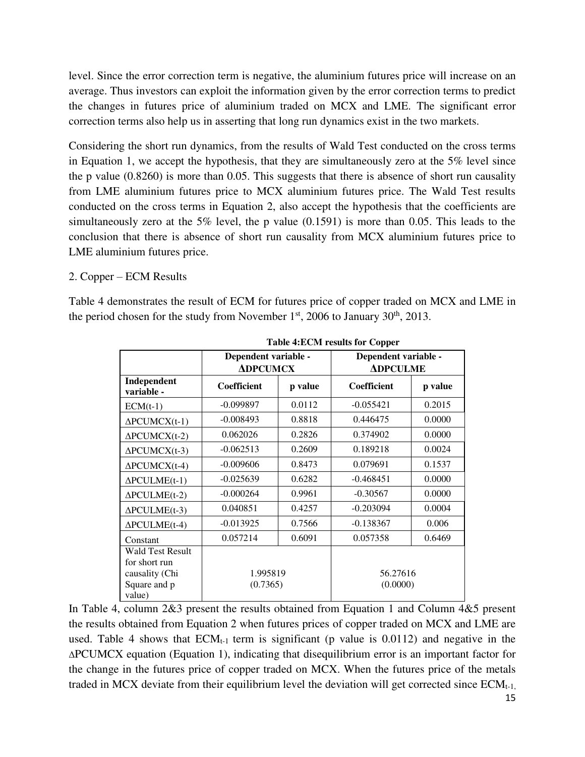level. Since the error correction term is negative, the aluminium futures price will increase on an average. Thus investors can exploit the information given by the error correction terms to predict the changes in futures price of aluminium traded on MCX and LME. The significant error correction terms also help us in asserting that long run dynamics exist in the two markets.

Considering the short run dynamics, from the results of Wald Test conducted on the cross terms in Equation 1, we accept the hypothesis, that they are simultaneously zero at the 5% level since the p value (0.8260) is more than 0.05. This suggests that there is absence of short run causality from LME aluminium futures price to MCX aluminium futures price. The Wald Test results conducted on the cross terms in Equation 2, also accept the hypothesis that the coefficients are simultaneously zero at the 5% level, the p value (0.1591) is more than 0.05. This leads to the conclusion that there is absence of short run causality from MCX aluminium futures price to LME aluminium futures price.

2. Copper – ECM Results

Table 4 demonstrates the result of ECM for futures price of copper traded on MCX and LME in the period chosen for the study from November 1st, 2006 to January 30th, 2013.

**Table 4:ECM results for Copper**

| | **Dependent variable - ΔDPCUMCX** | | **Dependent variable - ΔDPCULME** | |
|---|---|---|---|---|
| **Independent variable -** | **Coefficient** | **p value** | **Coefficient** | **p value** |
| ECM(t-1) | -0.099897 | 0.0112 | -0.055421 | 0.2015 |
| ΔPCUMCX(t-1) | -0.008493 | 0.8818 | 0.446475 | 0.0000 |
| ΔPCUMCX(t-2) | 0.062026 | 0.2826 | 0.374902 | 0.0000 |
| ΔPCUMCX(t-3) | -0.062513 | 0.2609 | 0.189218 | 0.0024 |
| ΔPCUMCX(t-4) | -0.009606 | 0.8473 | 0.079691 | 0.1537 |
| ΔPCULME(t-1) | -0.025639 | 0.6282 | -0.468451 | 0.0000 |
| ΔPCULME(t-2) | -0.000264 | 0.9961 | -0.30567 | 0.0000 |
| ΔPCULME(t-3) | 0.040851 | 0.4257 | -0.203094 | 0.0004 |
| ΔPCULME(t-4) | -0.013925 | 0.7566 | -0.138367 | 0.006 |
| Constant | 0.057214 | 0.6091 | 0.057358 | 0.6469 |
| Wald Test Result for short run causality (Chi Square and p value) | 1.995819 (0.7365) | | 56.27616 (0.0000) | |

In Table 4, column 2&3 present the results obtained from Equation 1 and Column 4&5 present the results obtained from Equation 2 when futures prices of copper traded on MCX and LME are used. Table 4 shows that $ECM_{t-1}$ term is significant (p value is 0.0112) and negative in the ΔPCUMCX equation (Equation 1), indicating that disequilibrium error is an important factor for the change in the futures price of copper traded on MCX. When the futures price of the metals traded in MCX deviate from their equilibrium level the deviation will get corrected since $ECM_{t-1,}$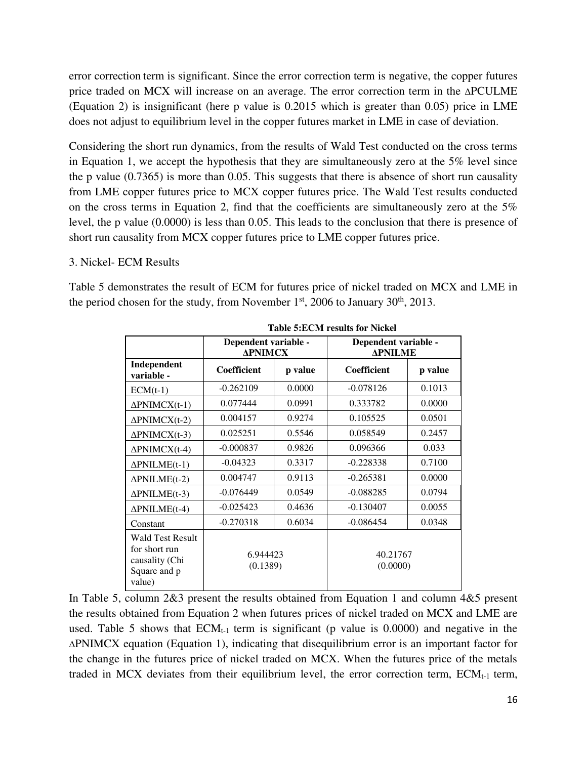error correction term is significant. Since the error correction term is negative, the copper futures price traded on MCX will increase on an average. The error correction term in the ∆PCULME (Equation 2) is insignificant (here p value is 0.2015 which is greater than 0.05) price in LME does not adjust to equilibrium level in the copper futures market in LME in case of deviation.

Considering the short run dynamics, from the results of Wald Test conducted on the cross terms in Equation 1, we accept the hypothesis that they are simultaneously zero at the 5% level since the p value (0.7365) is more than 0.05. This suggests that there is absence of short run causality from LME copper futures price to MCX copper futures price. The Wald Test results conducted on the cross terms in Equation 2, find that the coefficients are simultaneously zero at the 5% level, the p value (0.0000) is less than 0.05. This leads to the conclusion that there is presence of short run causality from MCX copper futures price to LME copper futures price.

3. Nickel- ECM Results

Table 5 demonstrates the result of ECM for futures price of nickel traded on MCX and LME in the period chosen for the study, from November 1st, 2006 to January 30th, 2013.

**Table 5:ECM results for Nickel**

| | Dependent variable - ∆PNIMCX | | Dependent variable - ∆PNILME | |
|---|---|---|---|---|
| **Independent variable -** | **Coefficient** | **p value** | **Coefficient** | **p value** |
| ECM(t-1) | -0.262109 | 0.0000 | -0.078126 | 0.1013 |
| ∆PNIMCX(t-1) | 0.077444 | 0.0991 | 0.333782 | 0.0000 |
| ∆PNIMCX(t-2) | 0.004157 | 0.9274 | 0.105525 | 0.0501 |
| ∆PNIMCX(t-3) | 0.025251 | 0.5546 | 0.058549 | 0.2457 |
| ∆PNIMCX(t-4) | -0.000837 | 0.9826 | 0.096366 | 0.033 |
| ∆PNILME(t-1) | -0.04323 | 0.3317 | -0.228338 | 0.7100 |
| ∆PNILME(t-2) | 0.004747 | 0.9113 | -0.265381 | 0.0000 |
| ∆PNILME(t-3) | -0.076449 | 0.0549 | -0.088285 | 0.0794 |
| ∆PNILME(t-4) | -0.025423 | 0.4636 | -0.130407 | 0.0055 |
| Constant | -0.270318 | 0.6034 | -0.086454 | 0.0348 |
| Wald Test Result for short run causality (Chi Square and p value) | 6.944423 (0.1389) | | 40.21767 (0.0000) | |

In Table 5, column 2&3 present the results obtained from Equation 1 and column 4&5 present the results obtained from Equation 2 when futures prices of nickel traded on MCX and LME are used. Table 5 shows that $ECM_{t-1}$ term is significant (p value is 0.0000) and negative in the ∆PNIMCX equation (Equation 1), indicating that disequilibrium error is an important factor for the change in the futures price of nickel traded on MCX. When the futures price of the metals traded in MCX deviates from their equilibrium level, the error correction term, $ECM_{t-1}$ term,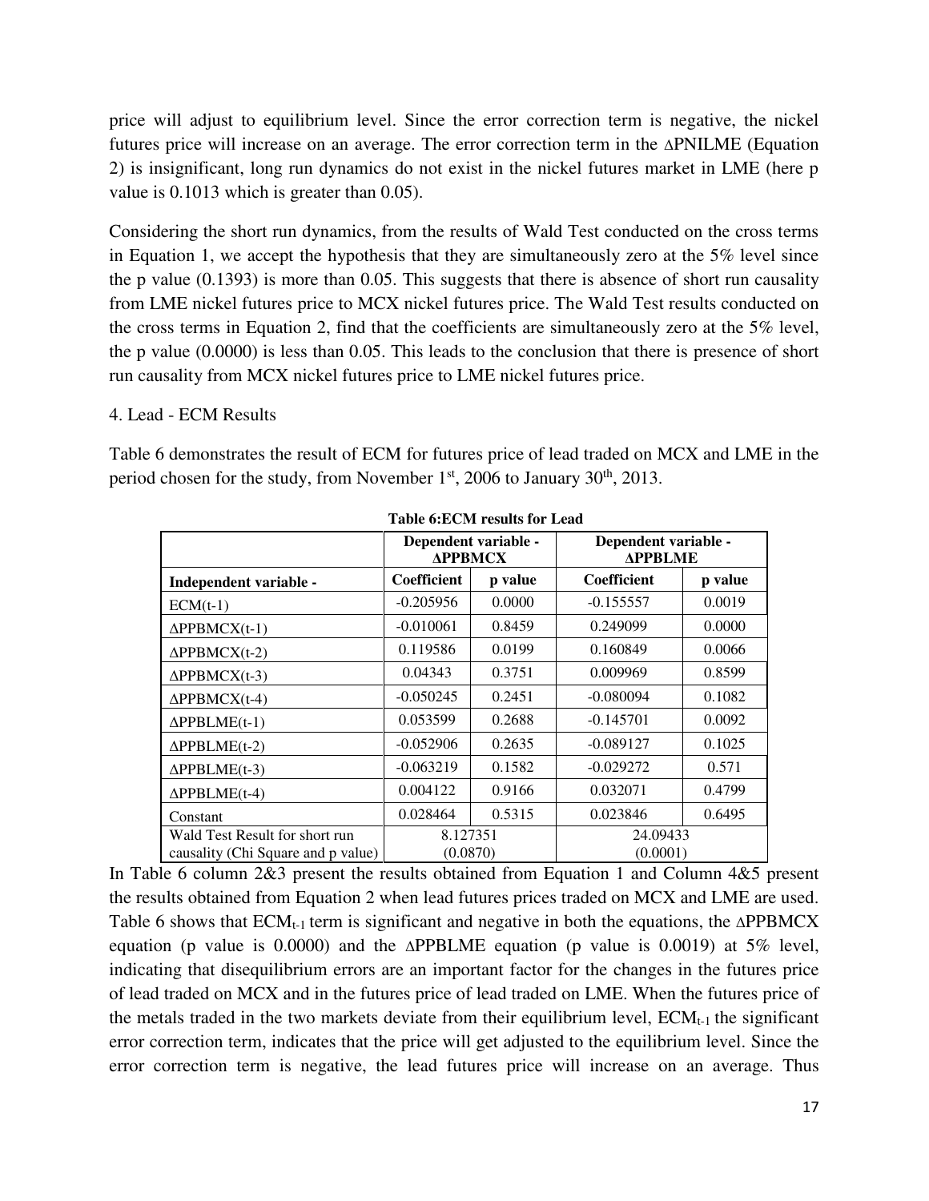price will adjust to equilibrium level. Since the error correction term is negative, the nickel futures price will increase on an average. The error correction term in the ∆PNILME (Equation 2) is insignificant, long run dynamics do not exist in the nickel futures market in LME (here p value is 0.1013 which is greater than 0.05).

Considering the short run dynamics, from the results of Wald Test conducted on the cross terms in Equation 1, we accept the hypothesis that they are simultaneously zero at the 5% level since the p value (0.1393) is more than 0.05. This suggests that there is absence of short run causality from LME nickel futures price to MCX nickel futures price. The Wald Test results conducted on the cross terms in Equation 2, find that the coefficients are simultaneously zero at the 5% level, the p value (0.0000) is less than 0.05. This leads to the conclusion that there is presence of short run causality from MCX nickel futures price to LME nickel futures price.

4. Lead - ECM Results

Table 6 demonstrates the result of ECM for futures price of lead traded on MCX and LME in the period chosen for the study, from November 1st, 2006 to January 30th, 2013.

**Table 6:ECM results for Lead**

| | Dependent variable - ∆PPBMCX | | Dependent variable - ∆PPBLME | |
|---|---|---|---|---|
| **Independent variable -** | **Coefficient** | **p value** | **Coefficient** | **p value** |
| ECM(t-1) | -0.205956 | 0.0000 | -0.155557 | 0.0019 |
| ∆PPBMCX(t-1) | -0.010061 | 0.8459 | 0.249099 | 0.0000 |
| ∆PPBMCX(t-2) | 0.119586 | 0.0199 | 0.160849 | 0.0066 |
| ∆PPBMCX(t-3) | 0.04343 | 0.3751 | 0.009969 | 0.8599 |
| ∆PPBMCX(t-4) | -0.050245 | 0.2451 | -0.080094 | 0.1082 |
| ∆PPBLME(t-1) | 0.053599 | 0.2688 | -0.145701 | 0.0092 |
| ∆PPBLME(t-2) | -0.052906 | 0.2635 | -0.089127 | 0.1025 |
| ∆PPBLME(t-3) | -0.063219 | 0.1582 | -0.029272 | 0.571 |
| ∆PPBLME(t-4) | 0.004122 | 0.9166 | 0.032071 | 0.4799 |
| Constant | 0.028464 | 0.5315 | 0.023846 | 0.6495 |
| Wald Test Result for short run causality (Chi Square and p value) | 8.127351 (0.0870) | | 24.09433 (0.0001) | |

In Table 6 column 2&3 present the results obtained from Equation 1 and Column 4&5 present the results obtained from Equation 2 when lead futures prices traded on MCX and LME are used. Table 6 shows that $ECM_{t-1}$ term is significant and negative in both the equations, the ∆PPBMCX equation (p value is 0.0000) and the ∆PPBLME equation (p value is 0.0019) at 5% level, indicating that disequilibrium errors are an important factor for the changes in the futures price of lead traded on MCX and in the futures price of lead traded on LME. When the futures price of the metals traded in the two markets deviate from their equilibrium level, $ECM_{t-1}$ the significant error correction term, indicates that the price will get adjusted to the equilibrium level. Since the error correction term is negative, the lead futures price will increase on an average. Thus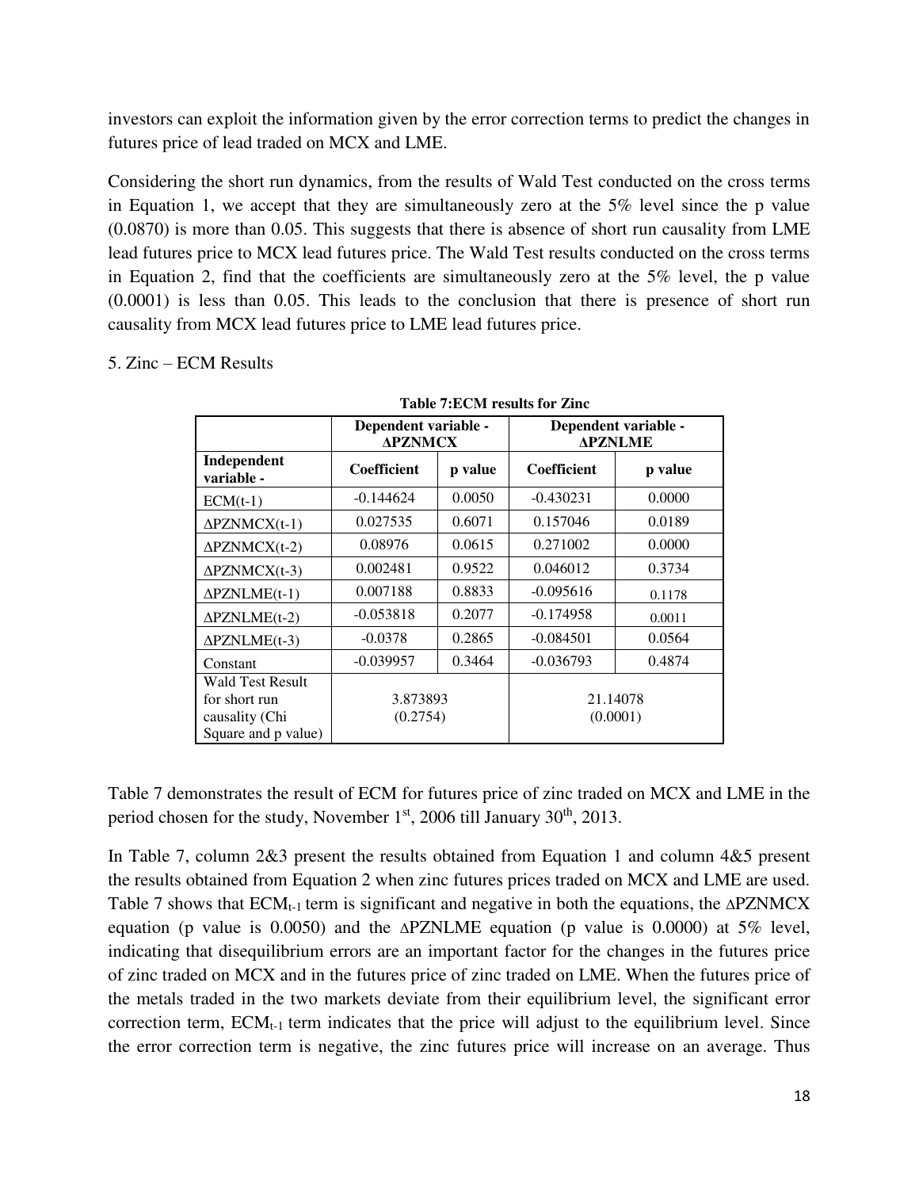investors can exploit the information given by the error correction terms to predict the changes in futures price of lead traded on MCX and LME.

Considering the short run dynamics, from the results of Wald Test conducted on the cross terms in Equation 1, we accept that they are simultaneously zero at the 5% level since the p value (0.0870) is more than 0.05. This suggests that there is absence of short run causality from LME lead futures price to MCX lead futures price. The Wald Test results conducted on the cross terms in Equation 2, find that the coefficients are simultaneously zero at the 5% level, the p value (0.0001) is less than 0.05. This leads to the conclusion that there is presence of short run causality from MCX lead futures price to LME lead futures price.

5. Zinc – ECM Results

**Table 7:ECM results for Zinc**

| | Dependent variable - ΔPZNMCX | | Dependent variable - ΔPZNLME | |
|---|---|---|---|---|
| **Independent variable -** | **Coefficient** | **p value** | **Coefficient** | **p value** |
| ECM(t-1) | -0.144624 | 0.0050 | -0.430231 | 0.0000 |
| ΔPZNMCX(t-1) | 0.027535 | 0.6071 | 0.157046 | 0.0189 |
| ΔPZNMCX(t-2) | 0.08976 | 0.0615 | 0.271002 | 0.0000 |
| ΔPZNMCX(t-3) | 0.002481 | 0.9522 | 0.046012 | 0.3734 |
| ΔPZNLME(t-1) | 0.007188 | 0.8833 | -0.095616 | 0.1178 |
| ΔPZNLME(t-2) | -0.053818 | 0.2077 | -0.174958 | 0.0011 |
| ΔPZNLME(t-3) | -0.0378 | 0.2865 | -0.084501 | 0.0564 |
| Constant | -0.039957 | 0.3464 | -0.036793 | 0.4874 |
| Wald Test Result for short run causality (Chi Square and p value) | 3.873893 (0.2754) | | 21.14078 (0.0001) | |

Table 7 demonstrates the result of ECM for futures price of zinc traded on MCX and LME in the period chosen for the study, November 1st, 2006 till January 30th, 2013.

In Table 7, column 2&3 present the results obtained from Equation 1 and column 4&5 present the results obtained from Equation 2 when zinc futures prices traded on MCX and LME are used. Table 7 shows that $ECM_{t-1}$ term is significant and negative in both the equations, the ΔPZNMCX equation (p value is 0.0050) and the ΔPZNLME equation (p value is 0.0000) at 5% level, indicating that disequilibrium errors are an important factor for the changes in the futures price of zinc traded on MCX and in the futures price of zinc traded on LME. When the futures price of the metals traded in the two markets deviate from their equilibrium level, the significant error correction term, $ECM_{t-1}$ term indicates that the price will adjust to the equilibrium level. Since the error correction term is negative, the zinc futures price will increase on an average. Thus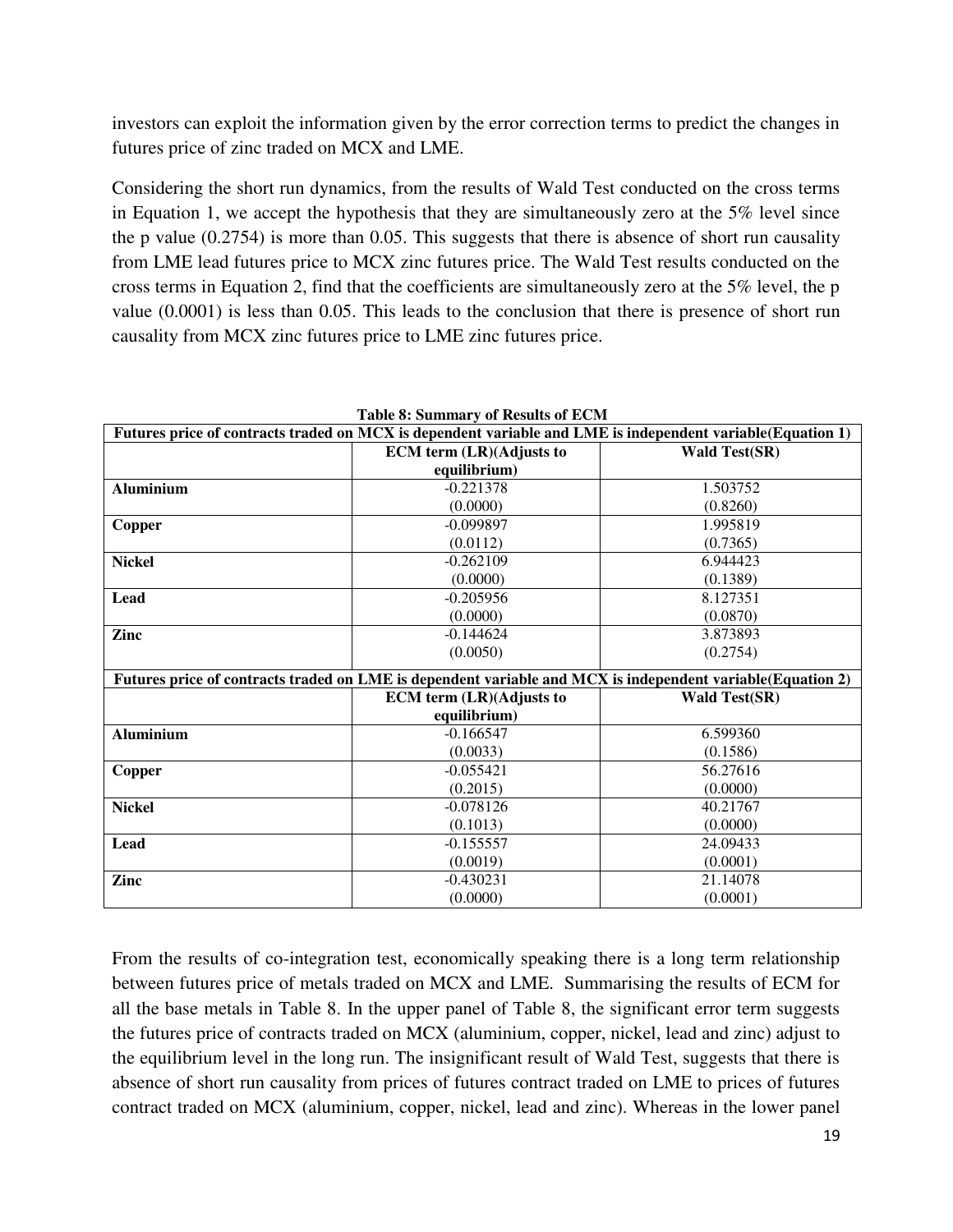investors can exploit the information given by the error correction terms to predict the changes in futures price of zinc traded on MCX and LME.

Considering the short run dynamics, from the results of Wald Test conducted on the cross terms in Equation 1, we accept the hypothesis that they are simultaneously zero at the 5% level since the p value (0.2754) is more than 0.05. This suggests that there is absence of short run causality from LME lead futures price to MCX zinc futures price. The Wald Test results conducted on the cross terms in Equation 2, find that the coefficients are simultaneously zero at the 5% level, the p value (0.0001) is less than 0.05. This leads to the conclusion that there is presence of short run causality from MCX zinc futures price to LME zinc futures price.

**Table 8: Summary of Results of ECM**

| **Futures price of contracts traded on MCX is dependent variable and LME is independent variable(Equation 1)** | | |
|---|---|---|
| | **ECM term (LR)(Adjusts to equilibrium)** | **Wald Test(SR)** |
| **Aluminium** | -0.221378<br>(0.0000) | 1.503752<br>(0.8260) |
| **Copper** | -0.099897<br>(0.0112) | 1.995819<br>(0.7365) |
| **Nickel** | -0.262109<br>(0.0000) | 6.944423<br>(0.1389) |
| **Lead** | -0.205956<br>(0.0000) | 8.127351<br>(0.0870) |
| **Zinc** | -0.144624<br>(0.0050) | 3.873893<br>(0.2754) |
| **Futures price of contracts traded on LME is dependent variable and MCX is independent variable(Equation 2)** | | |
| | **ECM term (LR)(Adjusts to equilibrium)** | **Wald Test(SR)** |
| **Aluminium** | -0.166547<br>(0.0033) | 6.599360<br>(0.1586) |
| **Copper** | -0.055421<br>(0.2015) | 56.27616<br>(0.0000) |
| **Nickel** | -0.078126<br>(0.1013) | 40.21767<br>(0.0000) |
| **Lead** | -0.155557<br>(0.0019) | 24.09433<br>(0.0001) |
| **Zinc** | -0.430231<br>(0.0000) | 21.14078<br>(0.0001) |

From the results of co-integration test, economically speaking there is a long term relationship between futures price of metals traded on MCX and LME. Summarising the results of ECM for all the base metals in Table 8. In the upper panel of Table 8, the significant error term suggests the futures price of contracts traded on MCX (aluminium, copper, nickel, lead and zinc) adjust to the equilibrium level in the long run. The insignificant result of Wald Test, suggests that there is absence of short run causality from prices of futures contract traded on LME to prices of futures contract traded on MCX (aluminium, copper, nickel, lead and zinc). Whereas in the lower panel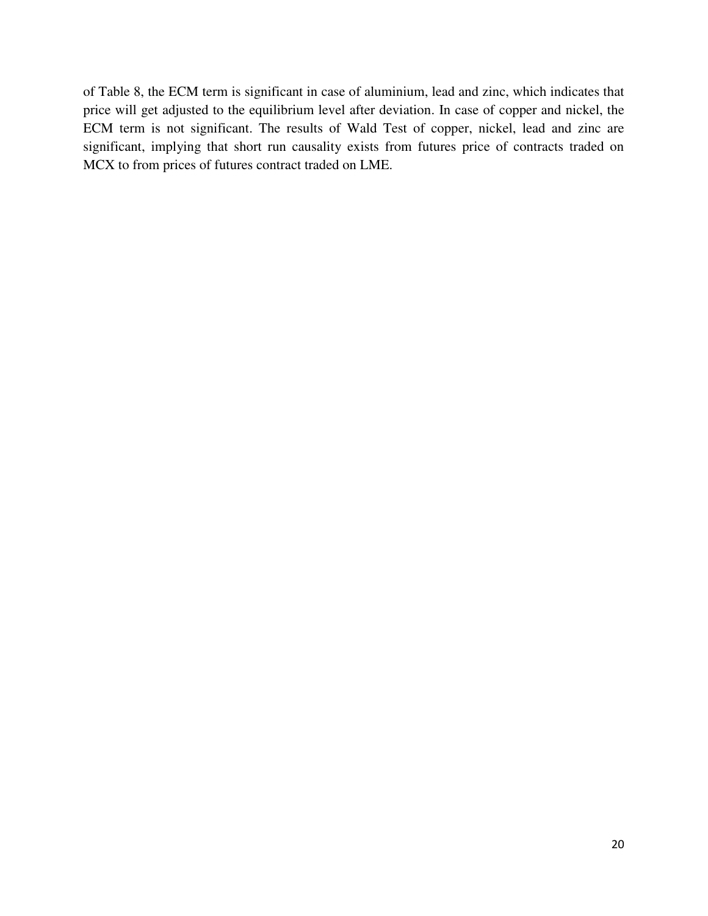of Table 8, the ECM term is significant in case of aluminium, lead and zinc, which indicates that price will get adjusted to the equilibrium level after deviation. In case of copper and nickel, the ECM term is not significant. The results of Wald Test of copper, nickel, lead and zinc are significant, implying that short run causality exists from futures price of contracts traded on MCX to from prices of futures contract traded on LME.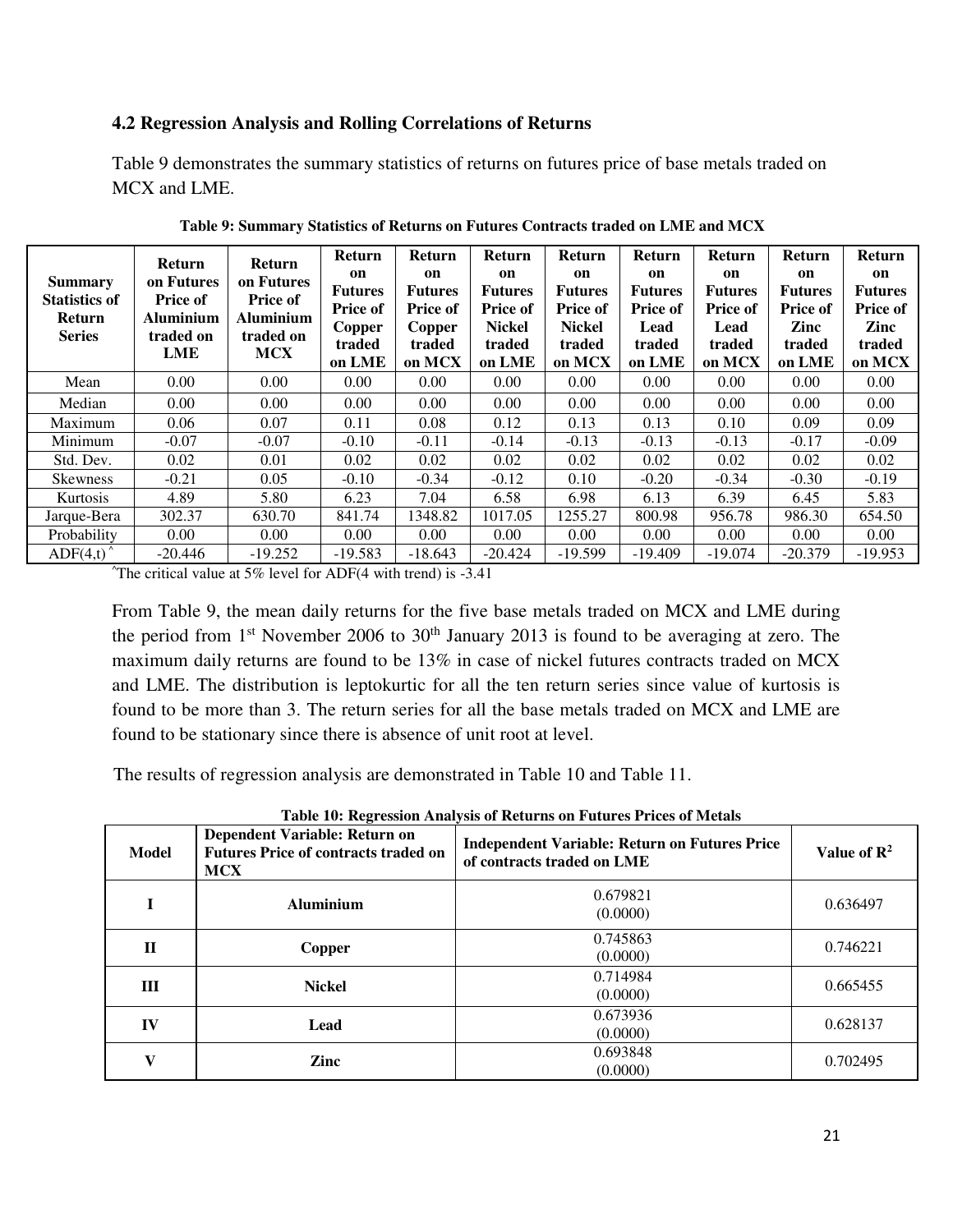### 4.2 Regression Analysis and Rolling Correlations of Returns

Table 9 demonstrates the summary statistics of returns on futures price of base metals traded on MCX and LME.

**Table 9: Summary Statistics of Returns on Futures Contracts traded on LME and MCX**

| Summary Statistics of Return Series | Return on Futures Price of Aluminium traded on LME | Return on Futures Price of Aluminium traded on MCX | Return on Futures Price of Copper traded on LME | Return on Futures Price of Copper traded on MCX | Return on Futures Price of Nickel traded on LME | Return on Futures Price of Nickel traded on MCX | Return on Futures Price of Lead traded on LME | Return on Futures Price of Lead traded on MCX | Return on Futures Price of Zinc traded on LME | Return on Futures Price of Zinc traded on MCX |
|---|---|---|---|---|---|---|---|---|---|---|
| Mean | 0.00 | 0.00 | 0.00 | 0.00 | 0.00 | 0.00 | 0.00 | 0.00 | 0.00 | 0.00 |
| Median | 0.00 | 0.00 | 0.00 | 0.00 | 0.00 | 0.00 | 0.00 | 0.00 | 0.00 | 0.00 |
| Maximum | 0.06 | 0.07 | 0.11 | 0.08 | 0.12 | 0.13 | 0.13 | 0.10 | 0.09 | 0.09 |
| Minimum | -0.07 | -0.07 | -0.10 | -0.11 | -0.14 | -0.13 | -0.13 | -0.13 | -0.17 | -0.09 |
| Std. Dev. | 0.02 | 0.01 | 0.02 | 0.02 | 0.02 | 0.02 | 0.02 | 0.02 | 0.02 | 0.02 |
| Skewness | -0.21 | 0.05 | -0.10 | -0.34 | -0.12 | 0.10 | -0.20 | -0.34 | -0.30 | -0.19 |
| Kurtosis | 4.89 | 5.80 | 6.23 | 7.04 | 6.58 | 6.98 | 6.13 | 6.39 | 6.45 | 5.83 |
| Jarque-Bera | 302.37 | 630.70 | 841.74 | 1348.82 | 1017.05 | 1255.27 | 800.98 | 956.78 | 986.30 | 654.50 |
| Probability | 0.00 | 0.00 | 0.00 | 0.00 | 0.00 | 0.00 | 0.00 | 0.00 | 0.00 | 0.00 |
| ADF(4,t) ^ | -20.446 | -19.252 | -19.583 | -18.643 | -20.424 | -19.599 | -19.409 | -19.074 | -20.379 | -19.953 |

^The critical value at 5% level for ADF(4 with trend) is -3.41

From Table 9, the mean daily returns for the five base metals traded on MCX and LME during the period from 1st November 2006 to 30th January 2013 is found to be averaging at zero. The maximum daily returns are found to be 13% in case of nickel futures contracts traded on MCX and LME. The distribution is leptokurtic for all the ten return series since value of kurtosis is found to be more than 3. The return series for all the base metals traded on MCX and LME are found to be stationary since there is absence of unit root at level.

The results of regression analysis are demonstrated in Table 10 and Table 11.

**Table 10: Regression Analysis of Returns on Futures Prices of Metals**

| Model | Dependent Variable: Return on Futures Price of contracts traded on MCX | Independent Variable: Return on Futures Price of contracts traded on LME | Value of $R^2$ |
|---|---|---|---|
| I | Aluminium | 0.679821 (0.0000) | 0.636497 |
| II | Copper | 0.745863 (0.0000) | 0.746221 |
| III | Nickel | 0.714984 (0.0000) | 0.665455 |
| IV | Lead | 0.673936 (0.0000) | 0.628137 |
| V | Zinc | 0.693848 (0.0000) | 0.702495 |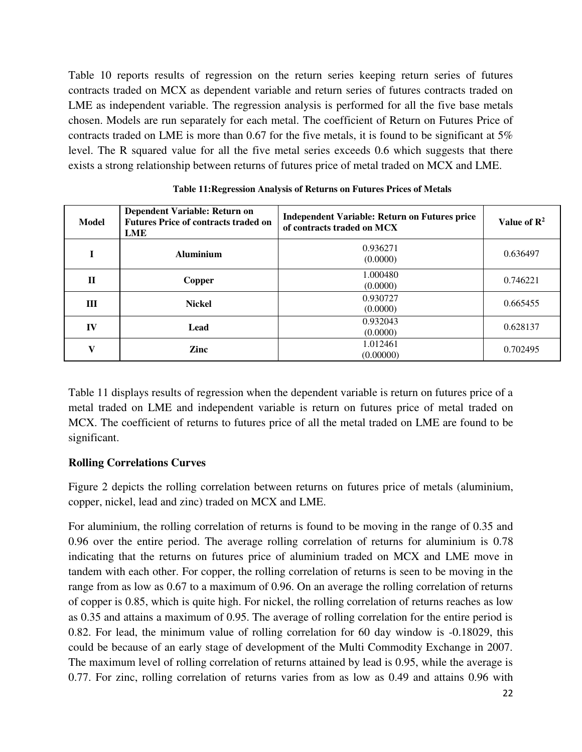Table 10 reports results of regression on the return series keeping return series of futures contracts traded on MCX as dependent variable and return series of futures contracts traded on LME as independent variable. The regression analysis is performed for all the five base metals chosen. Models are run separately for each metal. The coefficient of Return on Futures Price of contracts traded on LME is more than 0.67 for the five metals, it is found to be significant at 5% level. The R squared value for all the five metal series exceeds 0.6 which suggests that there exists a strong relationship between returns of futures price of metal traded on MCX and LME.

**Table 11:Regression Analysis of Returns on Futures Prices of Metals**

| Model | Dependent Variable: Return on Futures Price of contracts traded on LME | Independent Variable: Return on Futures price of contracts traded on MCX | Value of $R^2$ |
|---|---|---|---|
| I | Aluminium | 0.936271 (0.0000) | 0.636497 |
| II | Copper | 1.000480 (0.0000) | 0.746221 |
| III | Nickel | 0.930727 (0.0000) | 0.665455 |
| IV | Lead | 0.932043 (0.0000) | 0.628137 |
| V | Zinc | 1.012461 (0.00000) | 0.702495 |

Table 11 displays results of regression when the dependent variable is return on futures price of a metal traded on LME and independent variable is return on futures price of metal traded on MCX. The coefficient of returns to futures price of all the metal traded on LME are found to be significant.

### Rolling Correlations Curves

Figure 2 depicts the rolling correlation between returns on futures price of metals (aluminium, copper, nickel, lead and zinc) traded on MCX and LME.

For aluminium, the rolling correlation of returns is found to be moving in the range of 0.35 and 0.96 over the entire period. The average rolling correlation of returns for aluminium is 0.78 indicating that the returns on futures price of aluminium traded on MCX and LME move in tandem with each other. For copper, the rolling correlation of returns is seen to be moving in the range from as low as 0.67 to a maximum of 0.96. On an average the rolling correlation of returns of copper is 0.85, which is quite high. For nickel, the rolling correlation of returns reaches as low as 0.35 and attains a maximum of 0.95. The average of rolling correlation for the entire period is 0.82. For lead, the minimum value of rolling correlation for 60 day window is -0.18029, this could be because of an early stage of development of the Multi Commodity Exchange in 2007. The maximum level of rolling correlation of returns attained by lead is 0.95, while the average is 0.77. For zinc, rolling correlation of returns varies from as low as 0.49 and attains 0.96 with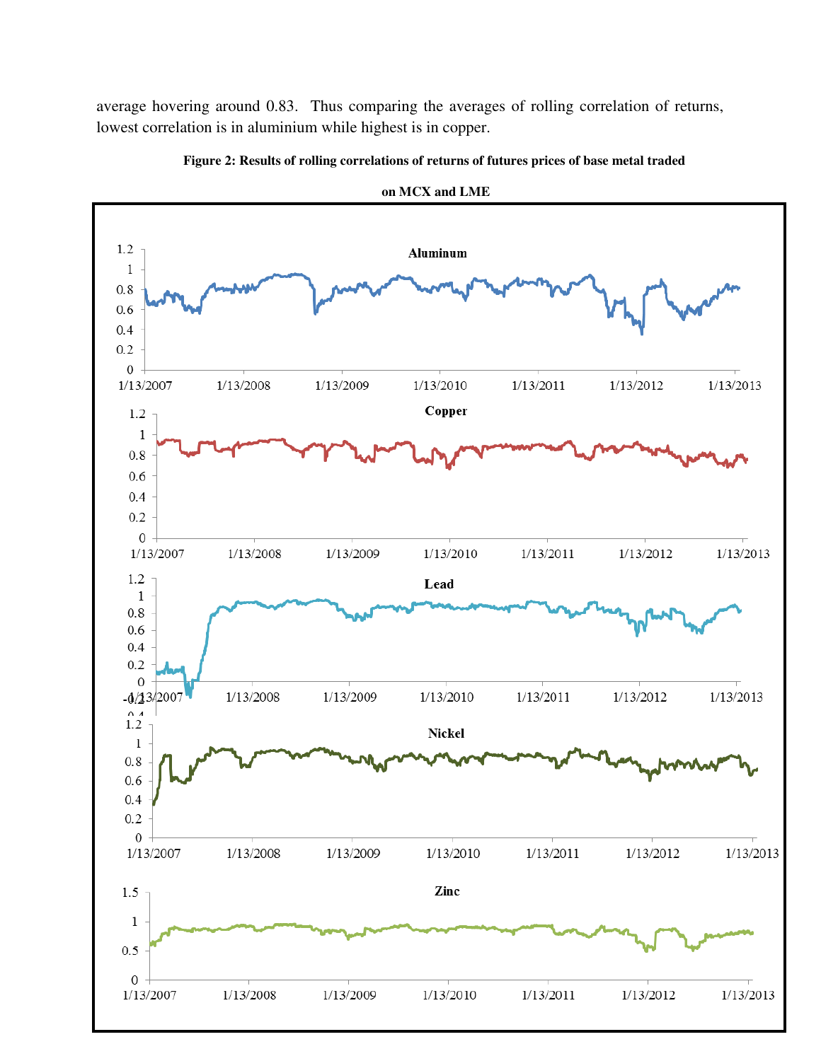average hovering around 0.83. Thus comparing the averages of rolling correlation of returns, lowest correlation is in aluminium while highest is in copper.

**Figure 2: Results of rolling correlations of returns of futures prices of base metal traded on MCX and LME**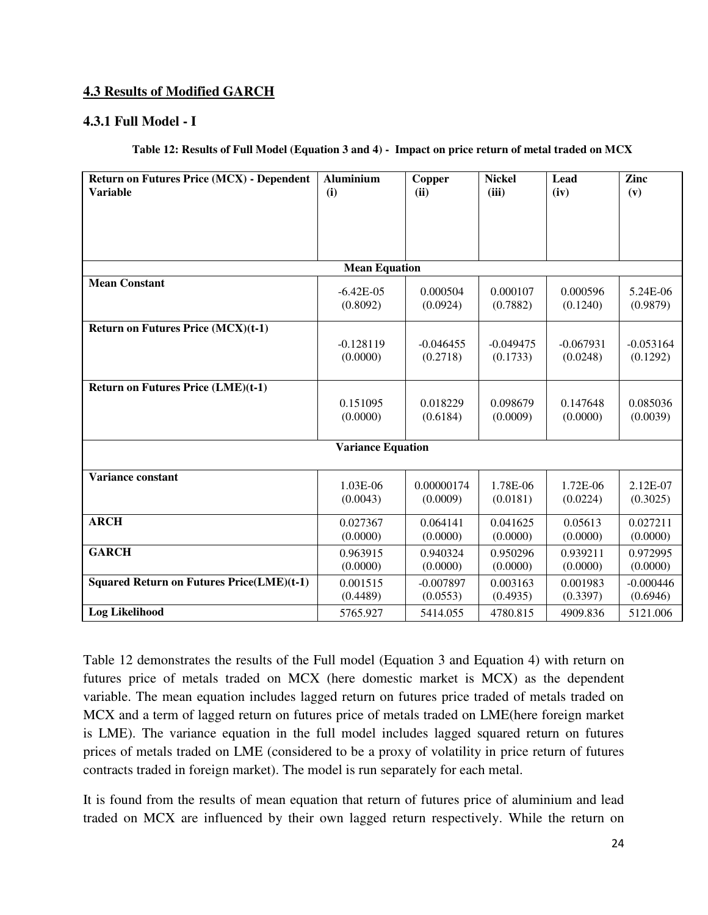## 4.3 Results of Modified GARCH

### 4.3.1 Full Model - I

**Table 12: Results of Full Model (Equation 3 and 4) - Impact on price return of metal traded on MCX**

| Return on Futures Price (MCX) - Dependent Variable | Aluminium (i) | Copper (ii) | Nickel (iii) | Lead (iv) | Zinc (v) |
|---|---|---|---|---|---|
| **Mean Equation** | | | | | |
| **Mean Constant** | -6.42E-05 (0.8092) | 0.000504 (0.0924) | 0.000107 (0.7882) | 0.000596 (0.1240) | 5.24E-06 (0.9879) |
| **Return on Futures Price (MCX)(t-1)** | -0.128119 (0.0000) | -0.046455 (0.2718) | -0.049475 (0.1733) | -0.067931 (0.0248) | -0.053164 (0.1292) |
| **Return on Futures Price (LME)(t-1)** | 0.151095 (0.0000) | 0.018229 (0.6184) | 0.098679 (0.0009) | 0.147648 (0.0000) | 0.085036 (0.0039) |
| **Variance Equation** | | | | | |
| **Variance constant** | 1.03E-06 (0.0043) | 0.00000174 (0.0009) | 1.78E-06 (0.0181) | 1.72E-06 (0.0224) | 2.12E-07 (0.3025) |
| **ARCH** | 0.027367 (0.0000) | 0.064141 (0.0000) | 0.041625 (0.0000) | 0.05613 (0.0000) | 0.027211 (0.0000) |
| **GARCH** | 0.963915 (0.0000) | 0.940324 (0.0000) | 0.950296 (0.0000) | 0.939211 (0.0000) | 0.972995 (0.0000) |
| **Squared Return on Futures Price(LME)(t-1)** | 0.001515 (0.4489) | -0.007897 (0.0553) | 0.003163 (0.4935) | 0.001983 (0.3397) | -0.000446 (0.6946) |
| **Log Likelihood** | 5765.927 | 5414.055 | 4780.815 | 4909.836 | 5121.006 |

Table 12 demonstrates the results of the Full model (Equation 3 and Equation 4) with return on futures price of metals traded on MCX (here domestic market is MCX) as the dependent variable. The mean equation includes lagged return on futures price traded of metals traded on MCX and a term of lagged return on futures price of metals traded on LME(here foreign market is LME). The variance equation in the full model includes lagged squared return on futures prices of metals traded on LME (considered to be a proxy of volatility in price return of futures contracts traded in foreign market). The model is run separately for each metal.

It is found from the results of mean equation that return of futures price of aluminium and lead traded on MCX are influenced by their own lagged return respectively. While the return on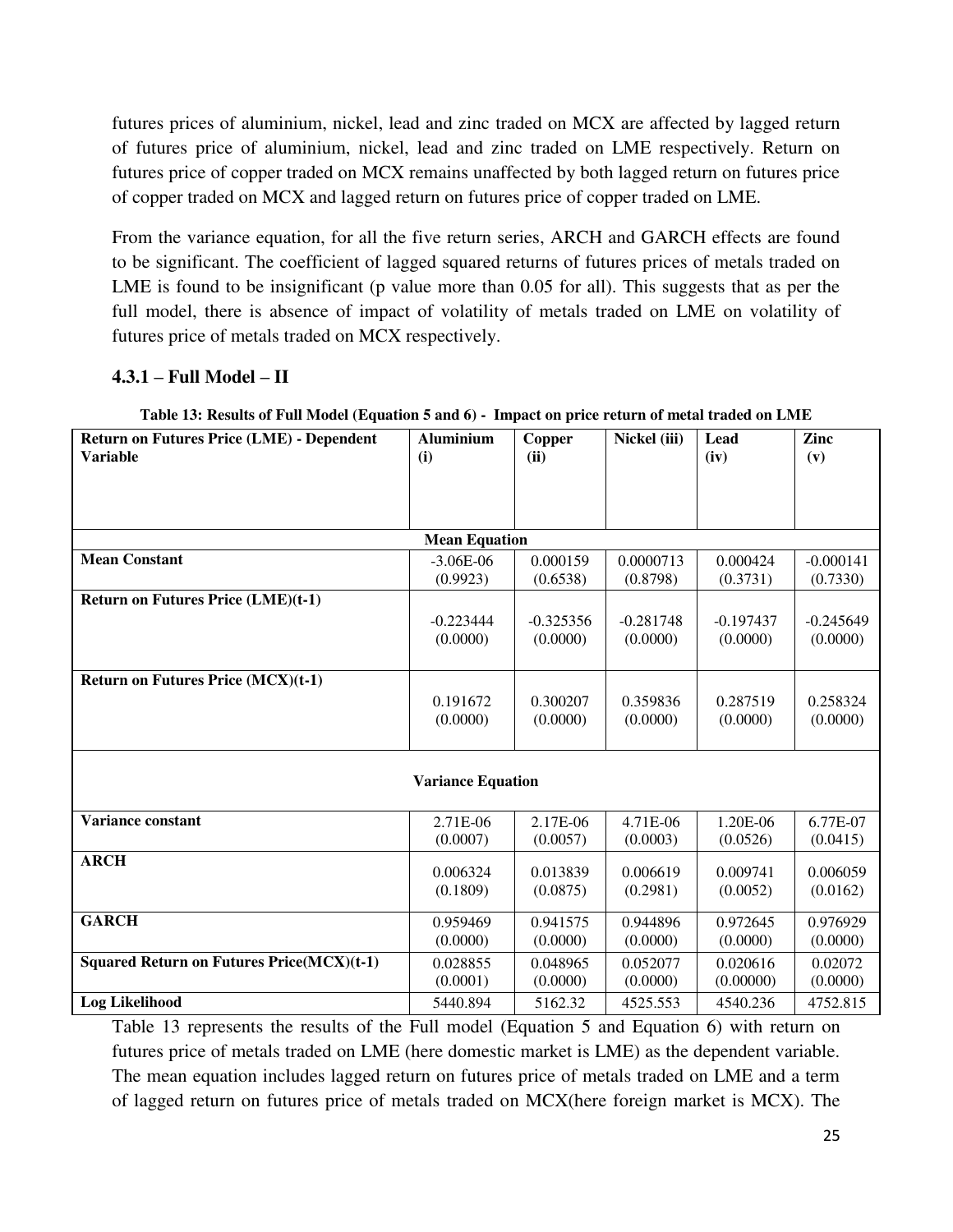futures prices of aluminium, nickel, lead and zinc traded on MCX are affected by lagged return of futures price of aluminium, nickel, lead and zinc traded on LME respectively. Return on futures price of copper traded on MCX remains unaffected by both lagged return on futures price of copper traded on MCX and lagged return on futures price of copper traded on LME.

From the variance equation, for all the five return series, ARCH and GARCH effects are found to be significant. The coefficient of lagged squared returns of futures prices of metals traded on LME is found to be insignificant (p value more than 0.05 for all). This suggests that as per the full model, there is absence of impact of volatility of metals traded on LME on volatility of futures price of metals traded on MCX respectively.

### 4.3.1 – Full Model – II

**Table 13: Results of Full Model (Equation 5 and 6) - Impact on price return of metal traded on LME**

| Return on Futures Price (LME) - Dependent Variable | Aluminium (i) | Copper (ii) | Nickel (iii) | Lead (iv) | Zinc (v) |
|---|---|---|---|---|---|
| **Mean Equation** | | | | | |
| **Mean Constant** | -3.06E-06 (0.9923) | 0.000159 (0.6538) | 0.0000713 (0.8798) | 0.000424 (0.3731) | -0.000141 (0.7330) |
| **Return on Futures Price (LME)(t-1)** | -0.223444 (0.0000) | -0.325356 (0.0000) | -0.281748 (0.0000) | -0.197437 (0.0000) | -0.245649 (0.0000) |
| **Return on Futures Price (MCX)(t-1)** | 0.191672 (0.0000) | 0.300207 (0.0000) | 0.359836 (0.0000) | 0.287519 (0.0000) | 0.258324 (0.0000) |
| **Variance Equation** | | | | | |
| **Variance constant** | 2.71E-06 (0.0007) | 2.17E-06 (0.0057) | 4.71E-06 (0.0003) | 1.20E-06 (0.0526) | 6.77E-07 (0.0415) |
| **ARCH** | 0.006324 (0.1809) | 0.013839 (0.0875) | 0.006619 (0.2981) | 0.009741 (0.0052) | 0.006059 (0.0162) |
| **GARCH** | 0.959469 (0.0000) | 0.941575 (0.0000) | 0.944896 (0.0000) | 0.972645 (0.0000) | 0.976929 (0.0000) |
| **Squared Return on Futures Price(MCX)(t-1)** | 0.028855 (0.0001) | 0.048965 (0.0000) | 0.052077 (0.0000) | 0.020616 (0.00000) | 0.02072 (0.0000) |
| **Log Likelihood** | 5440.894 | 5162.32 | 4525.553 | 4540.236 | 4752.815 |

Table 13 represents the results of the Full model (Equation 5 and Equation 6) with return on futures price of metals traded on LME (here domestic market is LME) as the dependent variable. The mean equation includes lagged return on futures price of metals traded on LME and a term of lagged return on futures price of metals traded on MCX(here foreign market is MCX). The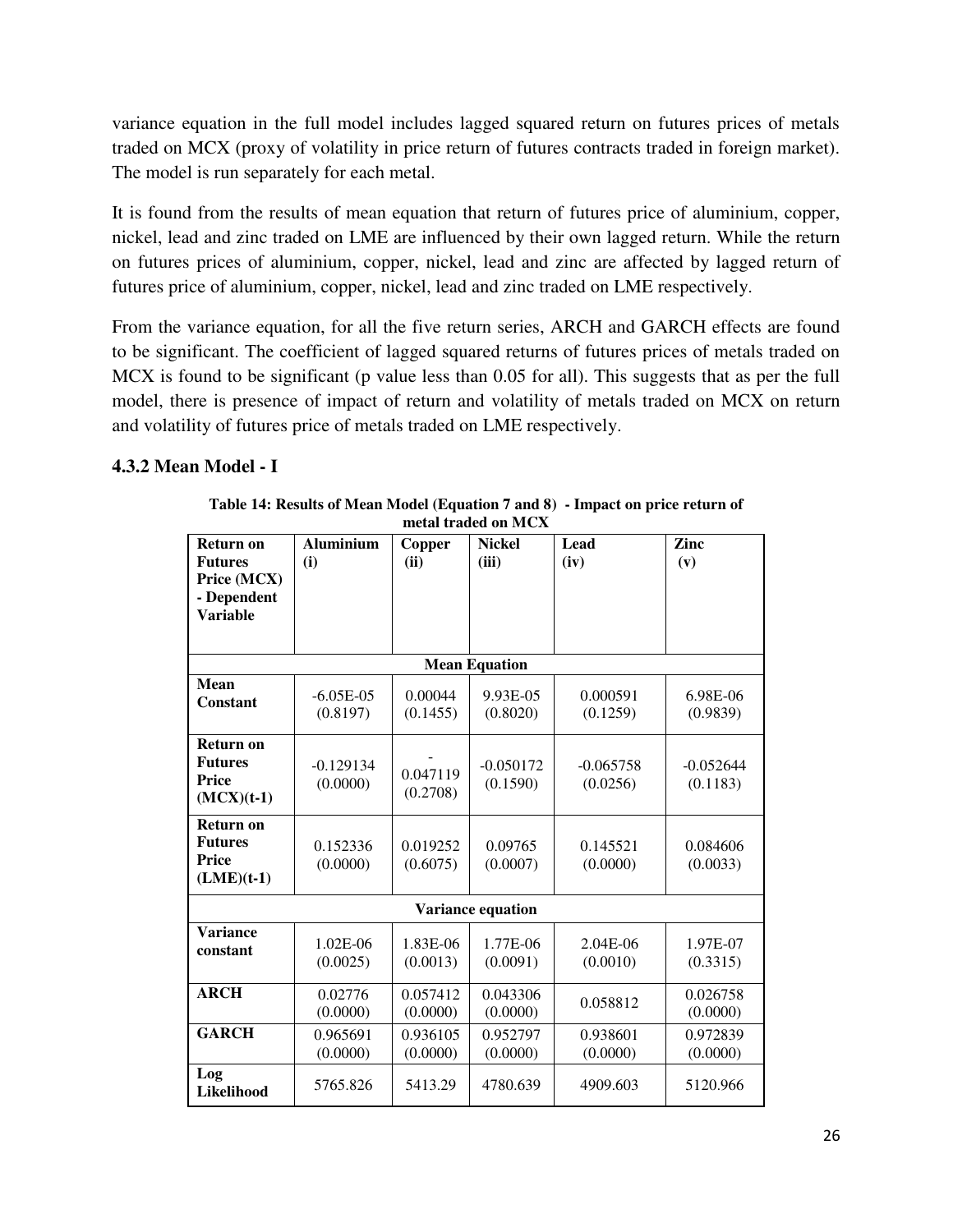variance equation in the full model includes lagged squared return on futures prices of metals traded on MCX (proxy of volatility in price return of futures contracts traded in foreign market). The model is run separately for each metal.

It is found from the results of mean equation that return of futures price of aluminium, copper, nickel, lead and zinc traded on LME are influenced by their own lagged return. While the return on futures prices of aluminium, copper, nickel, lead and zinc are affected by lagged return of futures price of aluminium, copper, nickel, lead and zinc traded on LME respectively.

From the variance equation, for all the five return series, ARCH and GARCH effects are found to be significant. The coefficient of lagged squared returns of futures prices of metals traded on MCX is found to be significant (p value less than 0.05 for all). This suggests that as per the full model, there is presence of impact of return and volatility of metals traded on MCX on return and volatility of futures price of metals traded on LME respectively.

### 4.3.2 Mean Model - I

**Table 14: Results of Mean Model (Equation 7 and 8) - Impact on price return of metal traded on MCX**

| Return on Futures Price (MCX) - Dependent Variable | Aluminium (i) | Copper (ii) | Nickel (iii) | Lead (iv) | Zinc (v) |
|---|---|---|---|---|---|
| **Mean Equation** | | | | | |
| Mean Constant | -6.05E-05 (0.8197) | 0.00044 (0.1455) | 9.93E-05 (0.8020) | 0.000591 (0.1259) | 6.98E-06 (0.9839) |
| Return on Futures Price (MCX)(t-1) | -0.129134 (0.0000) | - 0.047119 (0.2708) | -0.050172 (0.1590) | -0.065758 (0.0256) | -0.052644 (0.1183) |
| Return on Futures Price (LME)(t-1) | 0.152336 (0.0000) | 0.019252 (0.6075) | 0.09765 (0.0007) | 0.145521 (0.0000) | 0.084606 (0.0033) |
| **Variance equation** | | | | | |
| Variance constant | 1.02E-06 (0.0025) | 1.83E-06 (0.0013) | 1.77E-06 (0.0091) | 2.04E-06 (0.0010) | 1.97E-07 (0.3315) |
| ARCH | 0.02776 (0.0000) | 0.057412 (0.0000) | 0.043306 (0.0000) | 0.058812 | 0.026758 (0.0000) |
| GARCH | 0.965691 (0.0000) | 0.936105 (0.0000) | 0.952797 (0.0000) | 0.938601 (0.0000) | 0.972839 (0.0000) |
| Log Likelihood | 5765.826 | 5413.29 | 4780.639 | 4909.603 | 5120.966 |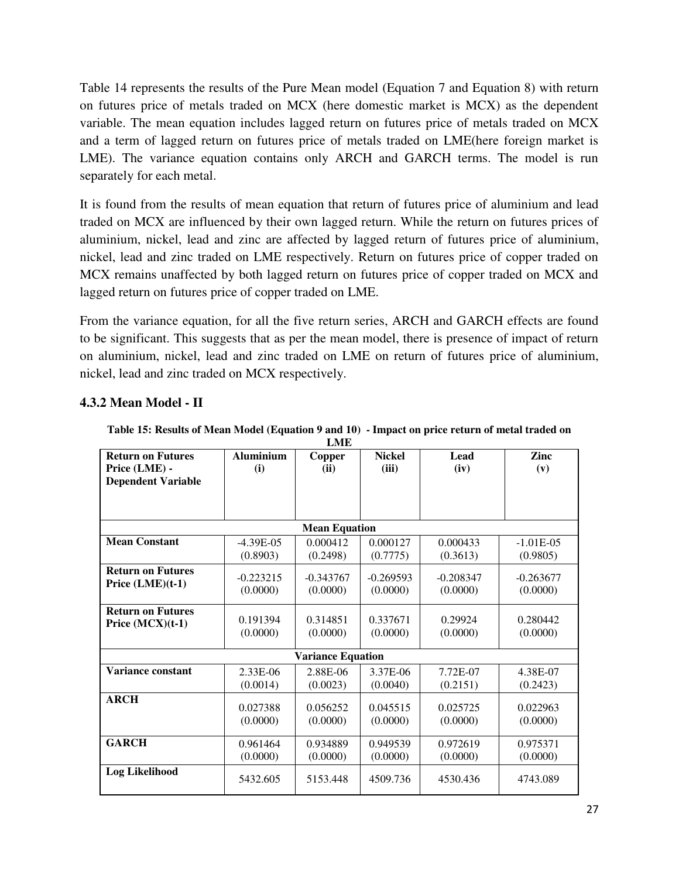Table 14 represents the results of the Pure Mean model (Equation 7 and Equation 8) with return on futures price of metals traded on MCX (here domestic market is MCX) as the dependent variable. The mean equation includes lagged return on futures price of metals traded on MCX and a term of lagged return on futures price of metals traded on LME(here foreign market is LME). The variance equation contains only ARCH and GARCH terms. The model is run separately for each metal.

It is found from the results of mean equation that return of futures price of aluminium and lead traded on MCX are influenced by their own lagged return. While the return on futures prices of aluminium, nickel, lead and zinc are affected by lagged return of futures price of aluminium, nickel, lead and zinc traded on LME respectively. Return on futures price of copper traded on MCX remains unaffected by both lagged return on futures price of copper traded on MCX and lagged return on futures price of copper traded on LME.

From the variance equation, for all the five return series, ARCH and GARCH effects are found to be significant. This suggests that as per the mean model, there is presence of impact of return on aluminium, nickel, lead and zinc traded on LME on return of futures price of aluminium, nickel, lead and zinc traded on MCX respectively.

### 4.3.2 Mean Model - II

**Table 15: Results of Mean Model (Equation 9 and 10) - Impact on price return of metal traded on LME**

| Return on Futures Price (LME) - Dependent Variable | Aluminium (i) | Copper (ii) | Nickel (iii) | Lead (iv) | Zinc (v) |
|---|---|---|---|---|---|
| **Mean Equation** | | | | | |
| **Mean Constant** | -4.39E-05 (0.8903) | 0.000412 (0.2498) | 0.000127 (0.7775) | 0.000433 (0.3613) | -1.01E-05 (0.9805) |
| **Return on Futures Price (LME)(t-1)** | -0.223215 (0.0000) | -0.343767 (0.0000) | -0.269593 (0.0000) | -0.208347 (0.0000) | -0.263677 (0.0000) |
| **Return on Futures Price (MCX)(t-1)** | 0.191394 (0.0000) | 0.314851 (0.0000) | 0.337671 (0.0000) | 0.29924 (0.0000) | 0.280442 (0.0000) |
| **Variance Equation** | | | | | |
| **Variance constant** | 2.33E-06 (0.0014) | 2.88E-06 (0.0023) | 3.37E-06 (0.0040) | 7.72E-07 (0.2151) | 4.38E-07 (0.2423) |
| **ARCH** | 0.027388 (0.0000) | 0.056252 (0.0000) | 0.045515 (0.0000) | 0.025725 (0.0000) | 0.022963 (0.0000) |
| **GARCH** | 0.961464 (0.0000) | 0.934889 (0.0000) | 0.949539 (0.0000) | 0.972619 (0.0000) | 0.975371 (0.0000) |
| **Log Likelihood** | 5432.605 | 5153.448 | 4509.736 | 4530.436 | 4743.089 |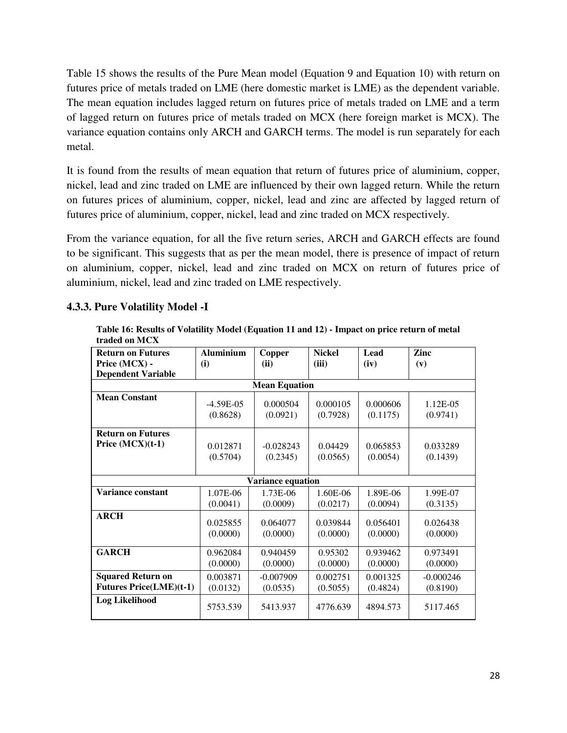Table 15 shows the results of the Pure Mean model (Equation 9 and Equation 10) with return on futures price of metals traded on LME (here domestic market is LME) as the dependent variable. The mean equation includes lagged return on futures price of metals traded on LME and a term of lagged return on futures price of metals traded on MCX (here foreign market is MCX). The variance equation contains only ARCH and GARCH terms. The model is run separately for each metal.

It is found from the results of mean equation that return of futures price of aluminium, copper, nickel, lead and zinc traded on LME are influenced by their own lagged return. While the return on futures prices of aluminium, copper, nickel, lead and zinc are affected by lagged return of futures price of aluminium, copper, nickel, lead and zinc traded on MCX respectively.

From the variance equation, for all the five return series, ARCH and GARCH effects are found to be significant. This suggests that as per the mean model, there is presence of impact of return on aluminium, copper, nickel, lead and zinc traded on MCX on return of futures price of aluminium, nickel, lead and zinc traded on LME respectively.

### 4.3.3. Pure Volatility Model -I

**Table 16: Results of Volatility Model (Equation 11 and 12) - Impact on price return of metal traded on MCX**

| Return on Futures Price (MCX) - Dependent Variable | Aluminium (i) | Copper (ii) | Nickel (iii) | Lead (iv) | Zinc (v) |
|---|---|---|---|---|---|
| **Mean Equation** | | | | | |
| **Mean Constant** | -4.59E-05 (0.8628) | 0.000504 (0.0921) | 0.000105 (0.7928) | 0.000606 (0.1175) | 1.12E-05 (0.9741) |
| **Return on Futures Price (MCX)(t-1)** | 0.012871 (0.5704) | -0.028243 (0.2345) | 0.04429 (0.0565) | 0.065853 (0.0054) | 0.033289 (0.1439) |
| **Variance equation** | | | | | |
| **Variance constant** | 1.07E-06 (0.0041) | 1.73E-06 (0.0009) | 1.60E-06 (0.0217) | 1.89E-06 (0.0094) | 1.99E-07 (0.3135) |
| **ARCH** | 0.025855 (0.0000) | 0.064077 (0.0000) | 0.039844 (0.0000) | 0.056401 (0.0000) | 0.026438 (0.0000) |
| **GARCH** | 0.962084 (0.0000) | 0.940459 (0.0000) | 0.95302 (0.0000) | 0.939462 (0.0000) | 0.973491 (0.0000) |
| **Squared Return on Futures Price(LME)(t-1)** | 0.003871 (0.0132) | -0.007909 (0.0535) | 0.002751 (0.5055) | 0.001325 (0.4824) | -0.000246 (0.8190) |
| **Log Likelihood** | 5753.539 | 5413.937 | 4776.639 | 4894.573 | 5117.465 |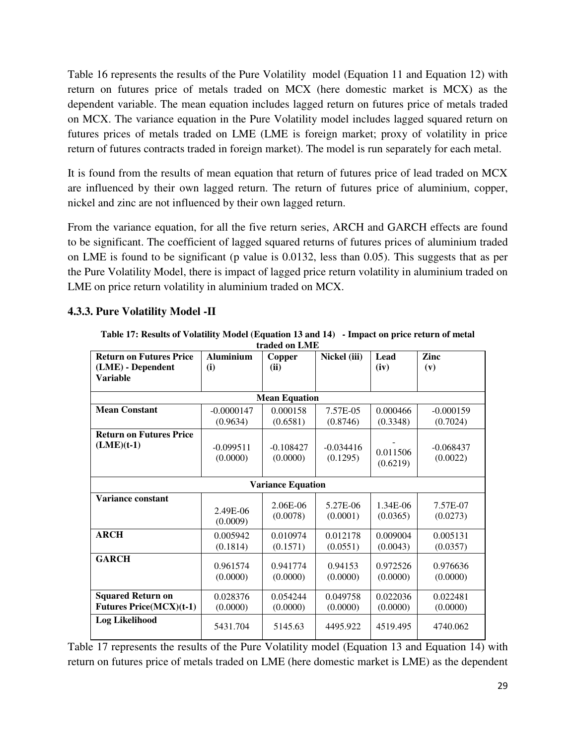Table 16 represents the results of the Pure Volatility model (Equation 11 and Equation 12) with return on futures price of metals traded on MCX (here domestic market is MCX) as the dependent variable. The mean equation includes lagged return on futures price of metals traded on MCX. The variance equation in the Pure Volatility model includes lagged squared return on futures prices of metals traded on LME (LME is foreign market; proxy of volatility in price return of futures contracts traded in foreign market). The model is run separately for each metal.

It is found from the results of mean equation that return of futures price of lead traded on MCX are influenced by their own lagged return. The return of futures price of aluminium, copper, nickel and zinc are not influenced by their own lagged return.

From the variance equation, for all the five return series, ARCH and GARCH effects are found to be significant. The coefficient of lagged squared returns of futures prices of aluminium traded on LME is found to be significant (p value is 0.0132, less than 0.05). This suggests that as per the Pure Volatility Model, there is impact of lagged price return volatility in aluminium traded on LME on price return volatility in aluminium traded on MCX.

### 4.3.3. Pure Volatility Model -II

**Table 17: Results of Volatility Model (Equation 13 and 14) - Impact on price return of metal traded on LME**

| Return on Futures Price (LME) - Dependent Variable | Aluminium (i) | Copper (ii) | Nickel (iii) | Lead (iv) | Zinc (v) |
|---|---|---|---|---|---|
| **Mean Equation** | | | | | |
| **Mean Constant** | -0.0000147 (0.9634) | 0.000158 (0.6581) | 7.57E-05 (0.8746) | 0.000466 (0.3348) | -0.000159 (0.7024) |
| **Return on Futures Price (LME)(t-1)** | -0.099511 (0.0000) | -0.108427 (0.0000) | -0.034416 (0.1295) | -0.011506 (0.6219) | -0.068437 (0.0022) |
| **Variance Equation** | | | | | |
| **Variance constant** | 2.49E-06 (0.0009) | 2.06E-06 (0.0078) | 5.27E-06 (0.0001) | 1.34E-06 (0.0365) | 7.57E-07 (0.0273) |
| **ARCH** | 0.005942 (0.1814) | 0.010974 (0.1571) | 0.012178 (0.0551) | 0.009004 (0.0043) | 0.005131 (0.0357) |
| **GARCH** | 0.961574 (0.0000) | 0.941774 (0.0000) | 0.94153 (0.0000) | 0.972526 (0.0000) | 0.976636 (0.0000) |
| **Squared Return on Futures Price(MCX)(t-1)** | 0.028376 (0.0000) | 0.054244 (0.0000) | 0.049758 (0.0000) | 0.022036 (0.0000) | 0.022481 (0.0000) |
| **Log Likelihood** | 5431.704 | 5145.63 | 4495.922 | 4519.495 | 4740.062 |

Table 17 represents the results of the Pure Volatility model (Equation 13 and Equation 14) with return on futures price of metals traded on LME (here domestic market is LME) as the dependent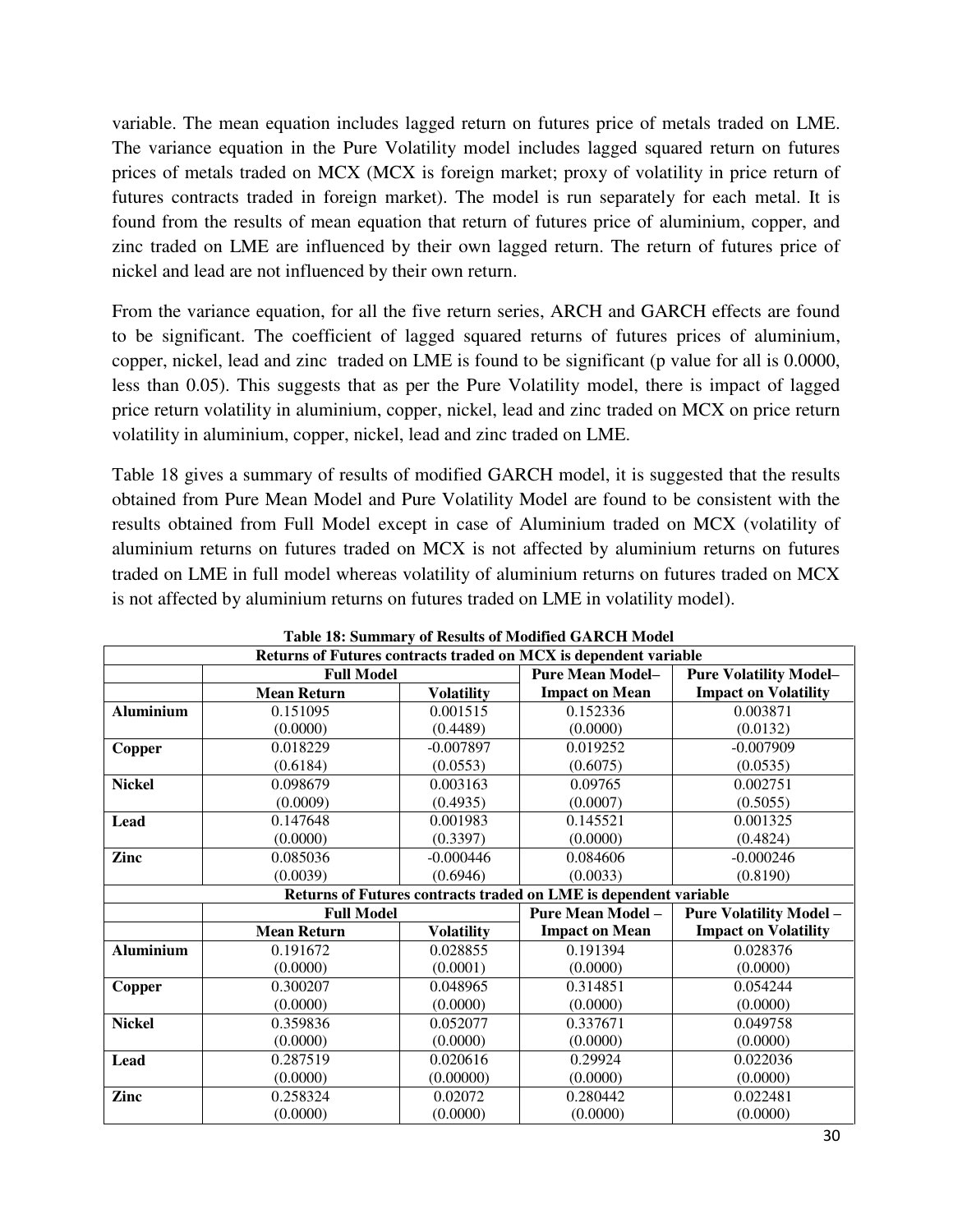variable. The mean equation includes lagged return on futures price of metals traded on LME. The variance equation in the Pure Volatility model includes lagged squared return on futures prices of metals traded on MCX (MCX is foreign market; proxy of volatility in price return of futures contracts traded in foreign market). The model is run separately for each metal. It is found from the results of mean equation that return of futures price of aluminium, copper, and zinc traded on LME are influenced by their own lagged return. The return of futures price of nickel and lead are not influenced by their own return.

From the variance equation, for all the five return series, ARCH and GARCH effects are found to be significant. The coefficient of lagged squared returns of futures prices of aluminium, copper, nickel, lead and zinc traded on LME is found to be significant (p value for all is 0.0000, less than 0.05). This suggests that as per the Pure Volatility model, there is impact of lagged price return volatility in aluminium, copper, nickel, lead and zinc traded on MCX on price return volatility in aluminium, copper, nickel, lead and zinc traded on LME.

Table 18 gives a summary of results of modified GARCH model, it is suggested that the results obtained from Pure Mean Model and Pure Volatility Model are found to be consistent with the results obtained from Full Model except in case of Aluminium traded on MCX (volatility of aluminium returns on futures traded on MCX is not affected by aluminium returns on futures traded on LME in full model whereas volatility of aluminium returns on futures traded on MCX is not affected by aluminium returns on futures traded on LME in volatility model).

**Table 18: Summary of Results of Modified GARCH Model**

| Returns of Futures contracts traded on MCX is dependent variable | | | | |
|---|---|---|---|---|
| | **Full Model** | | **Pure Mean Model–** | **Pure Volatility Model–** |
| | **Mean Return** | **Volatility** | **Impact on Mean** | **Impact on Volatility** |
| **Aluminium** | 0.151095 | 0.001515 | 0.152336 | 0.003871 |
| | (0.0000) | (0.4489) | (0.0000) | (0.0132) |
| **Copper** | 0.018229 | -0.007897 | 0.019252 | -0.007909 |
| | (0.6184) | (0.0553) | (0.6075) | (0.0535) |
| **Nickel** | 0.098679 | 0.003163 | 0.09765 | 0.002751 |
| | (0.0009) | (0.4935) | (0.0007) | (0.5055) |
| **Lead** | 0.147648 | 0.001983 | 0.145521 | 0.001325 |
| | (0.0000) | (0.3397) | (0.0000) | (0.4824) |
| **Zinc** | 0.085036 | -0.000446 | 0.084606 | -0.000246 |
| | (0.0039) | (0.6946) | (0.0033) | (0.8190) |
| **Returns of Futures contracts traded on LME is dependent variable** | | | | |
| | **Full Model** | | **Pure Mean Model –** | **Pure Volatility Model –** |
| | **Mean Return** | **Volatility** | **Impact on Mean** | **Impact on Volatility** |
| **Aluminium** | 0.191672 | 0.028855 | 0.191394 | 0.028376 |
| | (0.0000) | (0.0001) | (0.0000) | (0.0000) |
| **Copper** | 0.300207 | 0.048965 | 0.314851 | 0.054244 |
| | (0.0000) | (0.0000) | (0.0000) | (0.0000) |
| **Nickel** | 0.359836 | 0.052077 | 0.337671 | 0.049758 |
| | (0.0000) | (0.0000) | (0.0000) | (0.0000) |
| **Lead** | 0.287519 | 0.020616 | 0.29924 | 0.022036 |
| | (0.0000) | (0.00000) | (0.0000) | (0.0000) |
| **Zinc** | 0.258324 | 0.02072 | 0.280442 | 0.022481 |
| | (0.0000) | (0.0000) | (0.0000) | (0.0000) |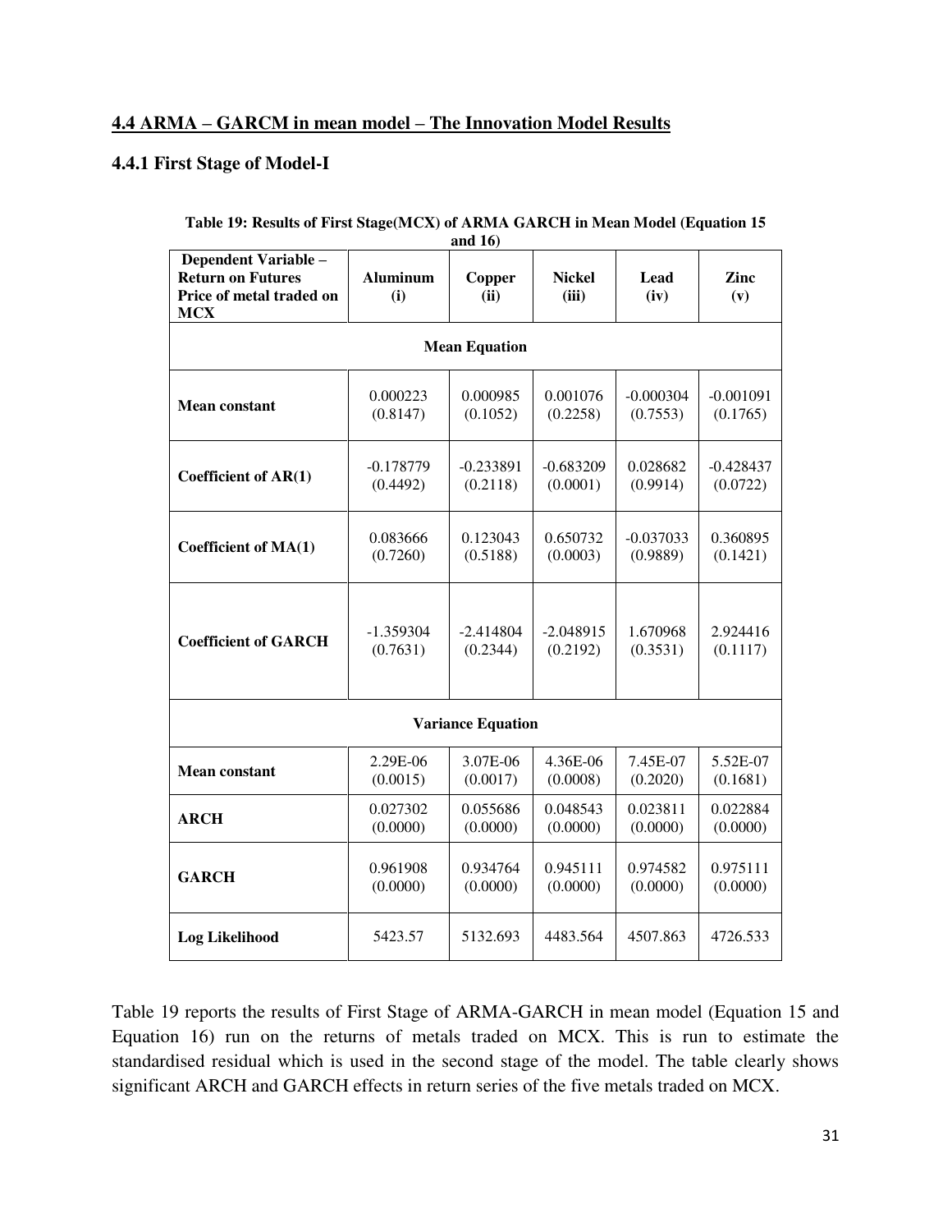## 4.4 ARMA – GARCM in mean model – The Innovation Model Results

### 4.4.1 First Stage of Model-I

**Table 19: Results of First Stage(MCX) of ARMA GARCH in Mean Model (Equation 15 and 16)**

| Dependent Variable – Return on Futures Price of metal traded on MCX | Aluminum (i) | Copper (ii) | Nickel (iii) | Lead (iv) | Zinc (v) |
|---|---|---|---|---|---|
| **Mean Equation** | | | | | |
| **Mean constant** | 0.000223 (0.8147) | 0.000985 (0.1052) | 0.001076 (0.2258) | -0.000304 (0.7553) | -0.001091 (0.1765) |
| **Coefficient of AR(1)** | -0.178779 (0.4492) | -0.233891 (0.2118) | -0.683209 (0.0001) | 0.028682 (0.9914) | -0.428437 (0.0722) |
| **Coefficient of MA(1)** | 0.083666 (0.7260) | 0.123043 (0.5188) | 0.650732 (0.0003) | -0.037033 (0.9889) | 0.360895 (0.1421) |
| **Coefficient of GARCH** | -1.359304 (0.7631) | -2.414804 (0.2344) | -2.048915 (0.2192) | 1.670968 (0.3531) | 2.924416 (0.1117) |
| **Variance Equation** | | | | | |
| **Mean constant** | 2.29E-06 (0.0015) | 3.07E-06 (0.0017) | 4.36E-06 (0.0008) | 7.45E-07 (0.2020) | 5.52E-07 (0.1681) |
| **ARCH** | 0.027302 (0.0000) | 0.055686 (0.0000) | 0.048543 (0.0000) | 0.023811 (0.0000) | 0.022884 (0.0000) |
| **GARCH** | 0.961908 (0.0000) | 0.934764 (0.0000) | 0.945111 (0.0000) | 0.974582 (0.0000) | 0.975111 (0.0000) |
| **Log Likelihood** | 5423.57 | 5132.693 | 4483.564 | 4507.863 | 4726.533 |

Table 19 reports the results of First Stage of ARMA-GARCH in mean model (Equation 15 and Equation 16) run on the returns of metals traded on MCX. This is run to estimate the standardised residual which is used in the second stage of the model. The table clearly shows significant ARCH and GARCH effects in return series of the five metals traded on MCX.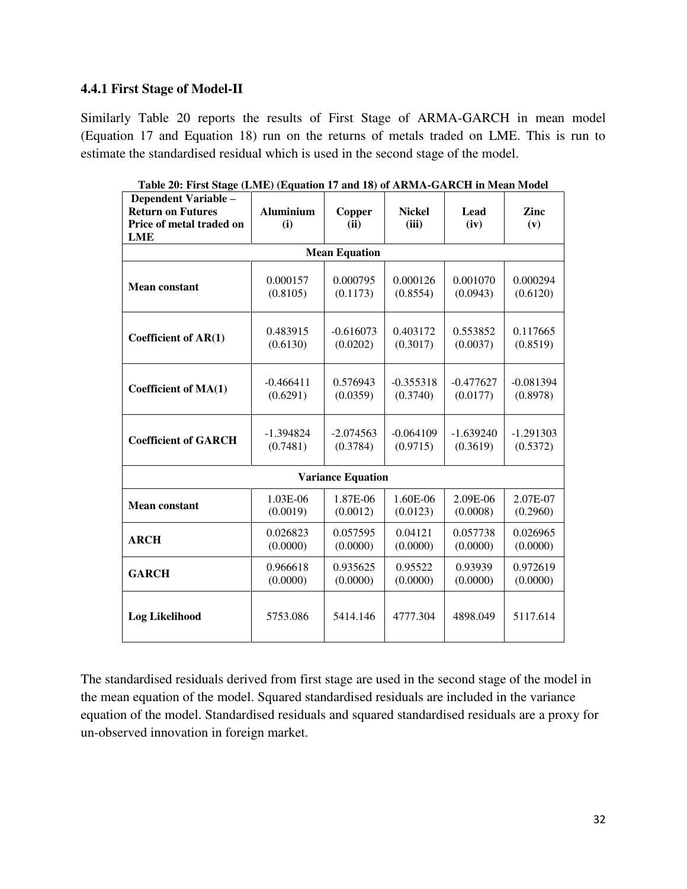### 4.4.1 First Stage of Model-II

Similarly Table 20 reports the results of First Stage of ARMA-GARCH in mean model (Equation 17 and Equation 18) run on the returns of metals traded on LME. This is run to estimate the standardised residual which is used in the second stage of the model.

**Table 20: First Stage (LME) (Equation 17 and 18) of ARMA-GARCH in Mean Model**

| Dependent Variable – Return on Futures Price of metal traded on LME | Aluminium (i) | Copper (ii) | Nickel (iii) | Lead (iv) | Zinc (v) |
|---|---|---|---|---|---|
| **Mean Equation** | | | | | |
| **Mean constant** | 0.000157 (0.8105) | 0.000795 (0.1173) | 0.000126 (0.8554) | 0.001070 (0.0943) | 0.000294 (0.6120) |
| **Coefficient of AR(1)** | 0.483915 (0.6130) | -0.616073 (0.0202) | 0.403172 (0.3017) | 0.553852 (0.0037) | 0.117665 (0.8519) |
| **Coefficient of MA(1)** | -0.466411 (0.6291) | 0.576943 (0.0359) | -0.355318 (0.3740) | -0.477627 (0.0177) | -0.081394 (0.8978) |
| **Coefficient of GARCH** | -1.394824 (0.7481) | -2.074563 (0.3784) | -0.064109 (0.9715) | -1.639240 (0.3619) | -1.291303 (0.5372) |
| **Variance Equation** | | | | | |
| **Mean constant** | 1.03E-06 (0.0019) | 1.87E-06 (0.0012) | 1.60E-06 (0.0123) | 2.09E-06 (0.0008) | 2.07E-07 (0.2960) |
| **ARCH** | 0.026823 (0.0000) | 0.057595 (0.0000) | 0.04121 (0.0000) | 0.057738 (0.0000) | 0.026965 (0.0000) |
| **GARCH** | 0.966618 (0.0000) | 0.935625 (0.0000) | 0.95522 (0.0000) | 0.93939 (0.0000) | 0.972619 (0.0000) |
| **Log Likelihood** | 5753.086 | 5414.146 | 4777.304 | 4898.049 | 5117.614 |

The standardised residuals derived from first stage are used in the second stage of the model in the mean equation of the model. Squared standardised residuals are included in the variance equation of the model. Standardised residuals and squared standardised residuals are a proxy for un-observed innovation in foreign market.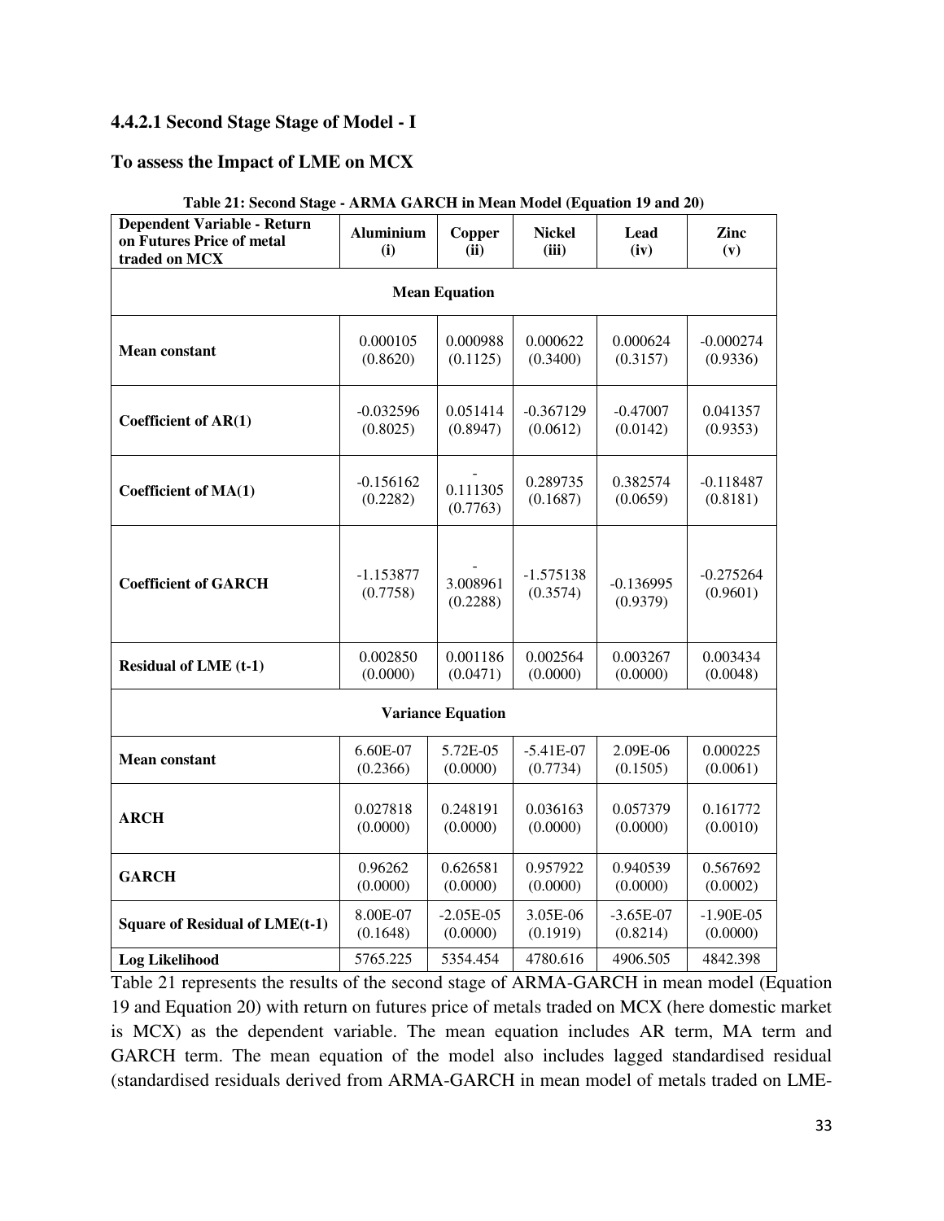### 4.4.2.1 Second Stage Stage of Model - I

### To assess the Impact of LME on MCX

**Table 21: Second Stage - ARMA GARCH in Mean Model (Equation 19 and 20)**

| Dependent Variable - Return on Futures Price of metal traded on MCX | Aluminium (i) | Copper (ii) | Nickel (iii) | Lead (iv) | Zinc (v) |
|---|---|---|---|---|---|
| **Mean Equation** | | | | | |
| **Mean constant** | 0.000105 (0.8620) | 0.000988 (0.1125) | 0.000622 (0.3400) | 0.000624 (0.3157) | -0.000274 (0.9336) |
| **Coefficient of AR(1)** | -0.032596 (0.8025) | 0.051414 (0.8947) | -0.367129 (0.0612) | -0.47007 (0.0142) | 0.041357 (0.9353) |
| **Coefficient of MA(1)** | -0.156162 (0.2282) | -0.111305 (0.7763) | 0.289735 (0.1687) | 0.382574 (0.0659) | -0.118487 (0.8181) |
| **Coefficient of GARCH** | -1.153877 (0.7758) | -3.008961 (0.2288) | -1.575138 (0.3574) | -0.136995 (0.9379) | -0.275264 (0.9601) |
| **Residual of LME (t-1)** | 0.002850 (0.0000) | 0.001186 (0.0471) | 0.002564 (0.0000) | 0.003267 (0.0000) | 0.003434 (0.0048) |
| **Variance Equation** | | | | | |
| **Mean constant** | 6.60E-07 (0.2366) | 5.72E-05 (0.0000) | -5.41E-07 (0.7734) | 2.09E-06 (0.1505) | 0.000225 (0.0061) |
| **ARCH** | 0.027818 (0.0000) | 0.248191 (0.0000) | 0.036163 (0.0000) | 0.057379 (0.0000) | 0.161772 (0.0010) |
| **GARCH** | 0.96262 (0.0000) | 0.626581 (0.0000) | 0.957922 (0.0000) | 0.940539 (0.0000) | 0.567692 (0.0002) |
| **Square of Residual of LME(t-1)** | 8.00E-07 (0.1648) | -2.05E-05 (0.0000) | 3.05E-06 (0.1919) | -3.65E-07 (0.8214) | -1.90E-05 (0.0000) |
| **Log Likelihood** | 5765.225 | 5354.454 | 4780.616 | 4906.505 | 4842.398 |

Table 21 represents the results of the second stage of ARMA-GARCH in mean model (Equation 19 and Equation 20) with return on futures price of metals traded on MCX (here domestic market is MCX) as the dependent variable. The mean equation includes AR term, MA term and GARCH term. The mean equation of the model also includes lagged standardised residual (standardised residuals derived from ARMA-GARCH in mean model of metals traded on LME-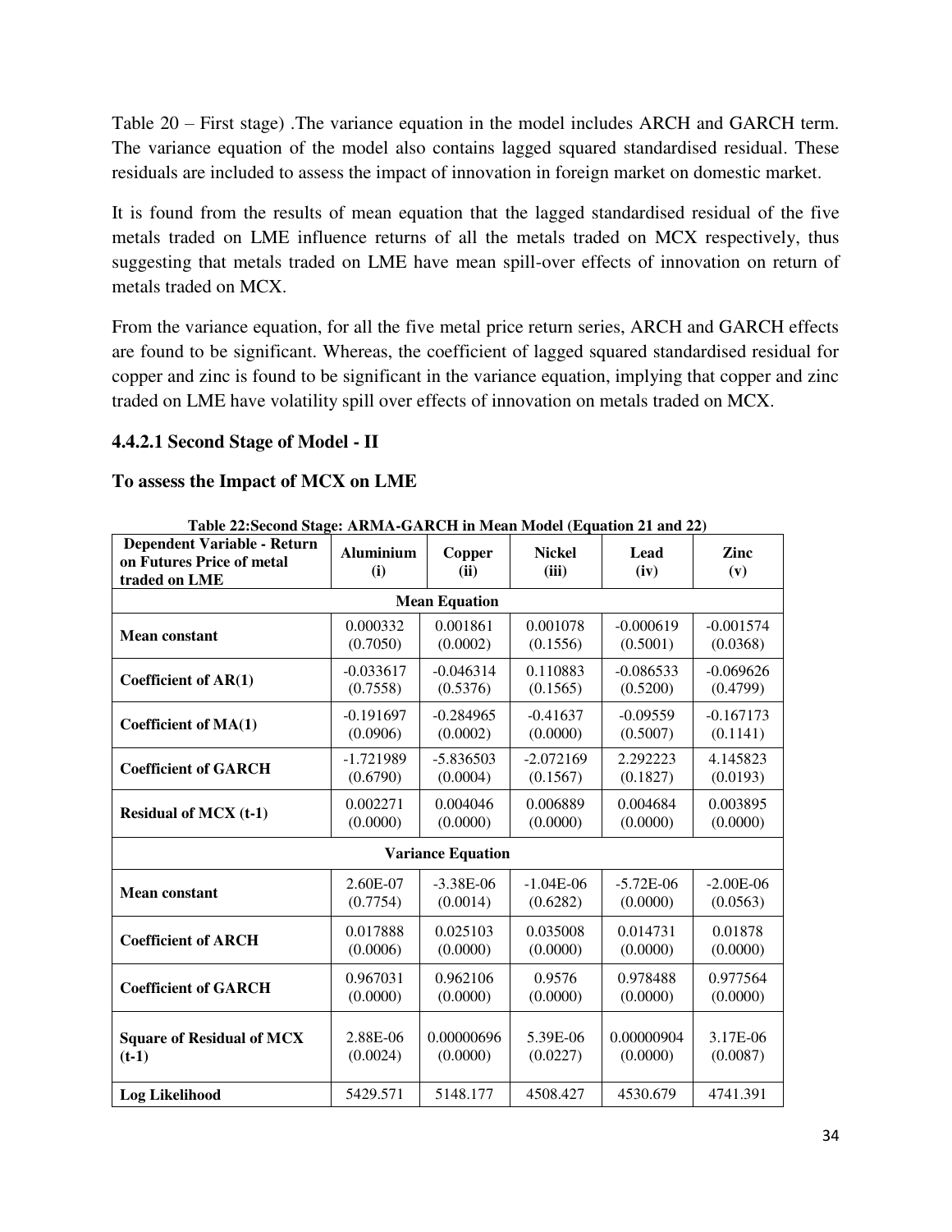Table 20 – First stage) .The variance equation in the model includes ARCH and GARCH term. The variance equation of the model also contains lagged squared standardised residual. These residuals are included to assess the impact of innovation in foreign market on domestic market.

It is found from the results of mean equation that the lagged standardised residual of the five metals traded on LME influence returns of all the metals traded on MCX respectively, thus suggesting that metals traded on LME have mean spill-over effects of innovation on return of metals traded on MCX.

From the variance equation, for all the five metal price return series, ARCH and GARCH effects are found to be significant. Whereas, the coefficient of lagged squared standardised residual for copper and zinc is found to be significant in the variance equation, implying that copper and zinc traded on LME have volatility spill over effects of innovation on metals traded on MCX.

### 4.4.2.1 Second Stage of Model - II

### To assess the Impact of MCX on LME

**Table 22:Second Stage: ARMA-GARCH in Mean Model (Equation 21 and 22)**

| Dependent Variable - Return on Futures Price of metal traded on LME | Aluminium (i) | Copper (ii) | Nickel (iii) | Lead (iv) | Zinc (v) |
|---|---|---|---|---|---|
| **Mean Equation** | | | | | |
| Mean constant | 0.000332 (0.7050) | 0.001861 (0.0002) | 0.001078 (0.1556) | -0.000619 (0.5001) | -0.001574 (0.0368) |
| Coefficient of AR(1) | -0.033617 (0.7558) | -0.046314 (0.5376) | 0.110883 (0.1565) | -0.086533 (0.5200) | -0.069626 (0.4799) |
| Coefficient of MA(1) | -0.191697 (0.0906) | -0.284965 (0.0002) | -0.41637 (0.0000) | -0.09559 (0.5007) | -0.167173 (0.1141) |
| Coefficient of GARCH | -1.721989 (0.6790) | -5.836503 (0.0004) | -2.072169 (0.1567) | 2.292223 (0.1827) | 4.145823 (0.0193) |
| Residual of MCX (t-1) | 0.002271 (0.0000) | 0.004046 (0.0000) | 0.006889 (0.0000) | 0.004684 (0.0000) | 0.003895 (0.0000) |
| **Variance Equation** | | | | | |
| Mean constant | 2.60E-07 (0.7754) | -3.38E-06 (0.0014) | -1.04E-06 (0.6282) | -5.72E-06 (0.0000) | -2.00E-06 (0.0563) |
| Coefficient of ARCH | 0.017888 (0.0006) | 0.025103 (0.0000) | 0.035008 (0.0000) | 0.014731 (0.0000) | 0.01878 (0.0000) |
| Coefficient of GARCH | 0.967031 (0.0000) | 0.962106 (0.0000) | 0.9576 (0.0000) | 0.978488 (0.0000) | 0.977564 (0.0000) |
| Square of Residual of MCX (t-1) | 2.88E-06 (0.0024) | 0.00000696 (0.0000) | 5.39E-06 (0.0227) | 0.00000904 (0.0000) | 3.17E-06 (0.0087) |
| Log Likelihood | 5429.571 | 5148.177 | 4508.427 | 4530.679 | 4741.391 |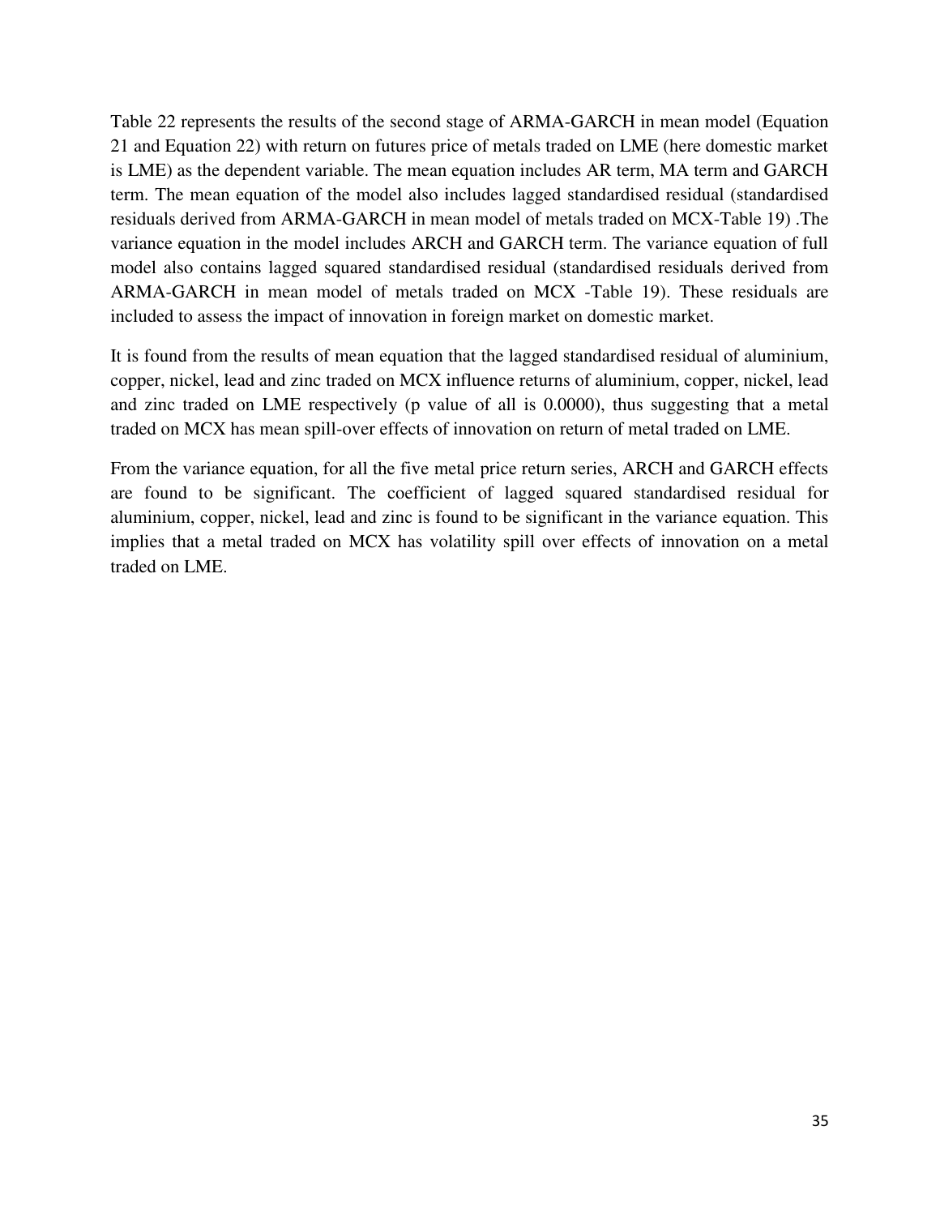Table 22 represents the results of the second stage of ARMA-GARCH in mean model (Equation 21 and Equation 22) with return on futures price of metals traded on LME (here domestic market is LME) as the dependent variable. The mean equation includes AR term, MA term and GARCH term. The mean equation of the model also includes lagged standardised residual (standardised residuals derived from ARMA-GARCH in mean model of metals traded on MCX-Table 19) .The variance equation in the model includes ARCH and GARCH term. The variance equation of full model also contains lagged squared standardised residual (standardised residuals derived from ARMA-GARCH in mean model of metals traded on MCX -Table 19). These residuals are included to assess the impact of innovation in foreign market on domestic market.

It is found from the results of mean equation that the lagged standardised residual of aluminium, copper, nickel, lead and zinc traded on MCX influence returns of aluminium, copper, nickel, lead and zinc traded on LME respectively (p value of all is 0.0000), thus suggesting that a metal traded on MCX has mean spill-over effects of innovation on return of metal traded on LME.

From the variance equation, for all the five metal price return series, ARCH and GARCH effects are found to be significant. The coefficient of lagged squared standardised residual for aluminium, copper, nickel, lead and zinc is found to be significant in the variance equation. This implies that a metal traded on MCX has volatility spill over effects of innovation on a metal traded on LME.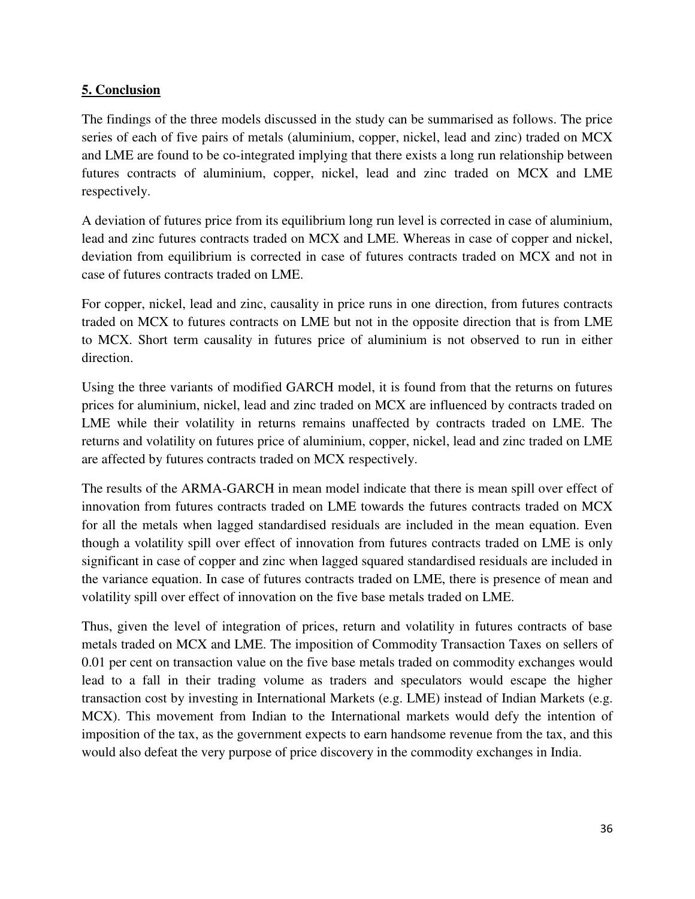## 5. Conclusion

The findings of the three models discussed in the study can be summarised as follows. The price series of each of five pairs of metals (aluminium, copper, nickel, lead and zinc) traded on MCX and LME are found to be co-integrated implying that there exists a long run relationship between futures contracts of aluminium, copper, nickel, lead and zinc traded on MCX and LME respectively.

A deviation of futures price from its equilibrium long run level is corrected in case of aluminium, lead and zinc futures contracts traded on MCX and LME. Whereas in case of copper and nickel, deviation from equilibrium is corrected in case of futures contracts traded on MCX and not in case of futures contracts traded on LME.

For copper, nickel, lead and zinc, causality in price runs in one direction, from futures contracts traded on MCX to futures contracts on LME but not in the opposite direction that is from LME to MCX. Short term causality in futures price of aluminium is not observed to run in either direction.

Using the three variants of modified GARCH model, it is found from that the returns on futures prices for aluminium, nickel, lead and zinc traded on MCX are influenced by contracts traded on LME while their volatility in returns remains unaffected by contracts traded on LME. The returns and volatility on futures price of aluminium, copper, nickel, lead and zinc traded on LME are affected by futures contracts traded on MCX respectively.

The results of the ARMA-GARCH in mean model indicate that there is mean spill over effect of innovation from futures contracts traded on LME towards the futures contracts traded on MCX for all the metals when lagged standardised residuals are included in the mean equation. Even though a volatility spill over effect of innovation from futures contracts traded on LME is only significant in case of copper and zinc when lagged squared standardised residuals are included in the variance equation. In case of futures contracts traded on LME, there is presence of mean and volatility spill over effect of innovation on the five base metals traded on LME.

Thus, given the level of integration of prices, return and volatility in futures contracts of base metals traded on MCX and LME. The imposition of Commodity Transaction Taxes on sellers of 0.01 per cent on transaction value on the five base metals traded on commodity exchanges would lead to a fall in their trading volume as traders and speculators would escape the higher transaction cost by investing in International Markets (e.g. LME) instead of Indian Markets (e.g. MCX). This movement from Indian to the International markets would defy the intention of imposition of the tax, as the government expects to earn handsome revenue from the tax, and this would also defeat the very purpose of price discovery in the commodity exchanges in India.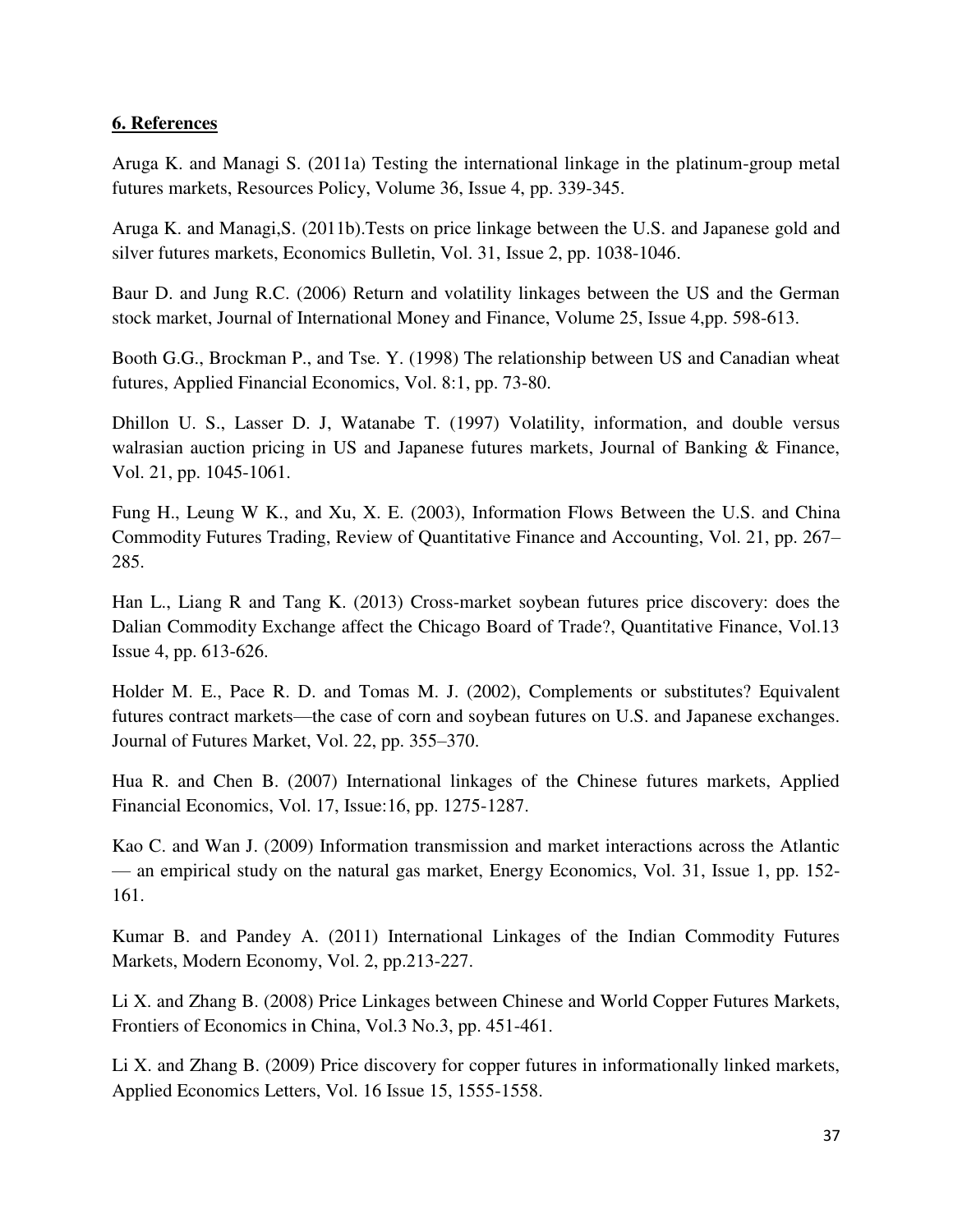## 6. References

Aruga K. and Managi S. (2011a) Testing the international linkage in the platinum-group metal futures markets, Resources Policy, Volume 36, Issue 4, pp. 339-345.

Aruga K. and Managi,S. (2011b).Tests on price linkage between the U.S. and Japanese gold and silver futures markets, Economics Bulletin, Vol. 31, Issue 2, pp. 1038-1046.

Baur D. and Jung R.C. (2006) Return and volatility linkages between the US and the German stock market, Journal of International Money and Finance, Volume 25, Issue 4,pp. 598-613.

Booth G.G., Brockman P., and Tse. Y. (1998) The relationship between US and Canadian wheat futures, Applied Financial Economics, Vol. 8:1, pp. 73-80.

Dhillon U. S., Lasser D. J, Watanabe T. (1997) Volatility, information, and double versus walrasian auction pricing in US and Japanese futures markets, Journal of Banking & Finance, Vol. 21, pp. 1045-1061.

Fung H., Leung W K., and Xu, X. E. (2003), Information Flows Between the U.S. and China Commodity Futures Trading, Review of Quantitative Finance and Accounting, Vol. 21, pp. 267–285.

Han L., Liang R and Tang K. (2013) Cross-market soybean futures price discovery: does the Dalian Commodity Exchange affect the Chicago Board of Trade?, Quantitative Finance, Vol.13 Issue 4, pp. 613-626.

Holder M. E., Pace R. D. and Tomas M. J. (2002), Complements or substitutes? Equivalent futures contract markets—the case of corn and soybean futures on U.S. and Japanese exchanges. Journal of Futures Market, Vol. 22, pp. 355–370.

Hua R. and Chen B. (2007) International linkages of the Chinese futures markets, Applied Financial Economics, Vol. 17, Issue:16, pp. 1275-1287.

Kao C. and Wan J. (2009) Information transmission and market interactions across the Atlantic — an empirical study on the natural gas market, Energy Economics, Vol. 31, Issue 1, pp. 152-161.

Kumar B. and Pandey A. (2011) International Linkages of the Indian Commodity Futures Markets, Modern Economy, Vol. 2, pp.213-227.

Li X. and Zhang B. (2008) Price Linkages between Chinese and World Copper Futures Markets, Frontiers of Economics in China, Vol.3 No.3, pp. 451-461.

Li X. and Zhang B. (2009) Price discovery for copper futures in informationally linked markets, Applied Economics Letters, Vol. 16 Issue 15, 1555-1558.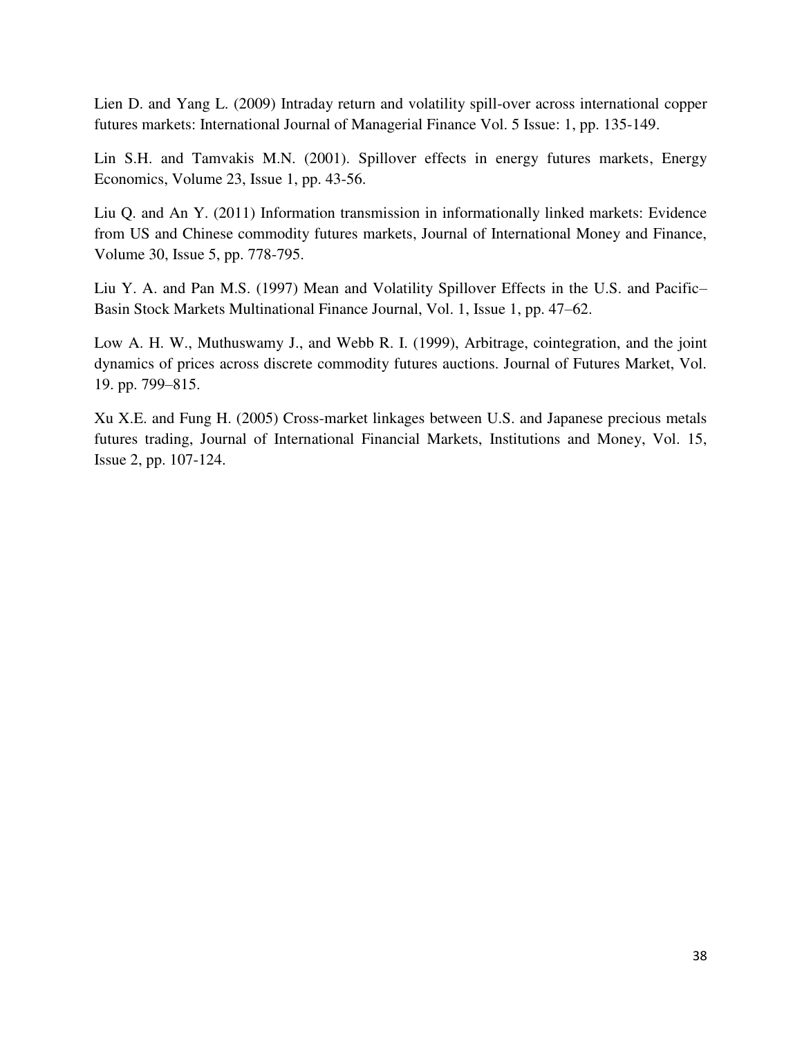Lien D. and Yang L. (2009) Intraday return and volatility spill-over across international copper futures markets: International Journal of Managerial Finance Vol. 5 Issue: 1, pp. 135-149.

Lin S.H. and Tamvakis M.N. (2001). Spillover effects in energy futures markets, Energy Economics, Volume 23, Issue 1, pp. 43-56.

Liu Q. and An Y. (2011) Information transmission in informationally linked markets: Evidence from US and Chinese commodity futures markets, Journal of International Money and Finance, Volume 30, Issue 5, pp. 778-795.

Liu Y. A. and Pan M.S. (1997) Mean and Volatility Spillover Effects in the U.S. and Pacific–Basin Stock Markets Multinational Finance Journal, Vol. 1, Issue 1, pp. 47–62.

Low A. H. W., Muthuswamy J., and Webb R. I. (1999), Arbitrage, cointegration, and the joint dynamics of prices across discrete commodity futures auctions. Journal of Futures Market, Vol. 19. pp. 799–815.

Xu X.E. and Fung H. (2005) Cross-market linkages between U.S. and Japanese precious metals futures trading, Journal of International Financial Markets, Institutions and Money, Vol. 15, Issue 2, pp. 107-124.